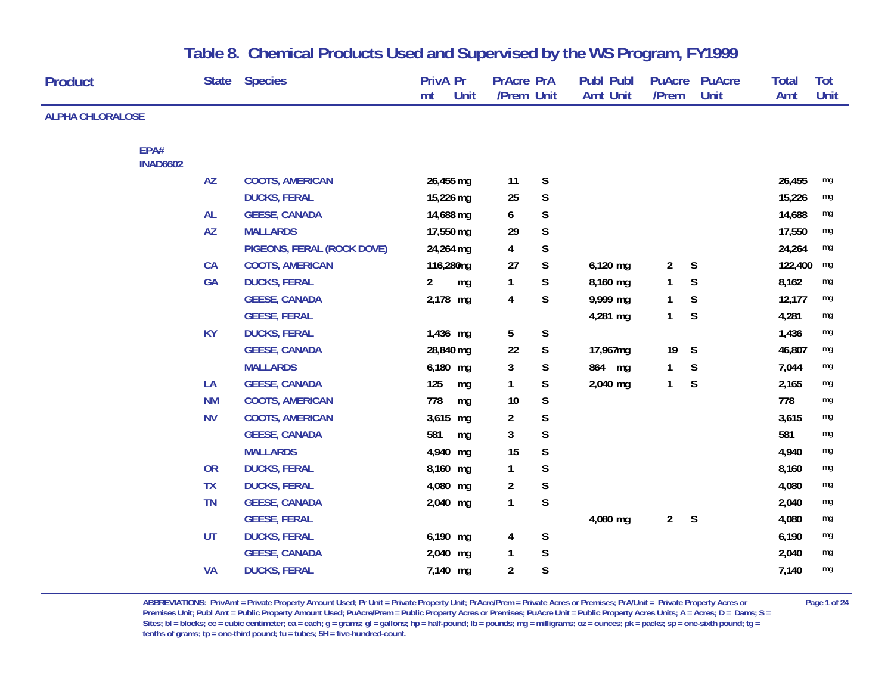# Table 8. Chemical Products Used and Supervised by the WS Program, FY1999

| Product | State | Species | PrivAmt | Pr Unit | PrAcre /Prem | PrA Unit | Publ Amt | Publ Unit | PuAcre /Prem | PuAcre Unit | Total Amt | Tot Unit |
|---|---|---|---|---|---|---|---|---|---|---|---|---|
| **ALPHA CHLORALOSE** | | | | | | | | | | | | |
| EPA# INAD6602 | | | | | | | | | | | | |
| | AZ | COOTS, AMERICAN | 26,455 | mg | 11 | S | | | | | 26,455 | mg |
| | | DUCKS, FERAL | 15,226 | mg | 25 | S | | | | | 15,226 | mg |
| | AL | GEESE, CANADA | 14,688 | mg | 6 | S | | | | | 14,688 | mg |
| | AZ | MALLARDS | 17,550 | mg | 29 | S | | | | | 17,550 | mg |
| | | PIGEONS, FERAL (ROCK DOVE) | 24,264 | mg | 4 | S | | | | | 24,264 | mg |
| | CA | COOTS, AMERICAN | 116,280 | mg | 27 | S | 6,120 | mg | 2 | S | 122,400 | mg |
| | GA | DUCKS, FERAL | 2 | mg | 1 | S | 8,160 | mg | 1 | S | 8,162 | mg |
| | | GEESE, CANADA | 2,178 | mg | 4 | S | 9,999 | mg | 1 | S | 12,177 | mg |
| | | GEESE, FERAL | | | | | 4,281 | mg | 1 | S | 4,281 | mg |
| | KY | DUCKS, FERAL | 1,436 | mg | 5 | S | | | | | 1,436 | mg |
| | | GEESE, CANADA | 28,840 | mg | 22 | S | 17,967 | mg | 19 | S | 46,807 | mg |
| | | MALLARDS | 6,180 | mg | 3 | S | 864 | mg | 1 | S | 7,044 | mg |
| | LA | GEESE, CANADA | 125 | mg | 1 | S | 2,040 | mg | 1 | S | 2,165 | mg |
| | NM | COOTS, AMERICAN | 778 | mg | 10 | S | | | | | 778 | mg |
| | NV | COOTS, AMERICAN | 3,615 | mg | 2 | S | | | | | 3,615 | mg |
| | | GEESE, CANADA | 581 | mg | 3 | S | | | | | 581 | mg |
| | | MALLARDS | 4,940 | mg | 15 | S | | | | | 4,940 | mg |
| | OR | DUCKS, FERAL | 8,160 | mg | 1 | S | | | | | 8,160 | mg |
| | TX | DUCKS, FERAL | 4,080 | mg | 2 | S | | | | | 4,080 | mg |
| | TN | GEESE, CANADA | 2,040 | mg | 1 | S | | | | | 2,040 | mg |
| | | GEESE, FERAL | | | | | 4,080 | mg | 2 | S | 4,080 | mg |
| | UT | DUCKS, FERAL | 6,190 | mg | 4 | S | | | | | 6,190 | mg |
| | | GEESE, CANADA | 2,040 | mg | 1 | S | | | | | 2,040 | mg |
| | VA | DUCKS, FERAL | 7,140 | mg | 2 | S | | | | | 7,140 | mg |

ABBREVIATIONS: PrivAmt = Private Property Amount Used; Pr Unit = Private Property Unit; PrAcre/Prem = Private Acres or Premises; PrA/Unit = Private Property Acres or Premises Unit; Publ Amt = Public Property Amount Used; PuAcre/Prem = Public Property Acres or Premises; PuAcre Unit = Public Property Acres Units; A = Acres; D = Dams; S = Sites; bl = blocks; cc = cubic centimeter; ea = each; g = grams; gl = gallons; hp = half-pound; lb = pounds; mg = milligrams; oz = ounces; pk = packs; sp = one-sixth pound; tg = tenths of grams; tp = one-third pound; tu = tubes; 5H = five-hundred-count.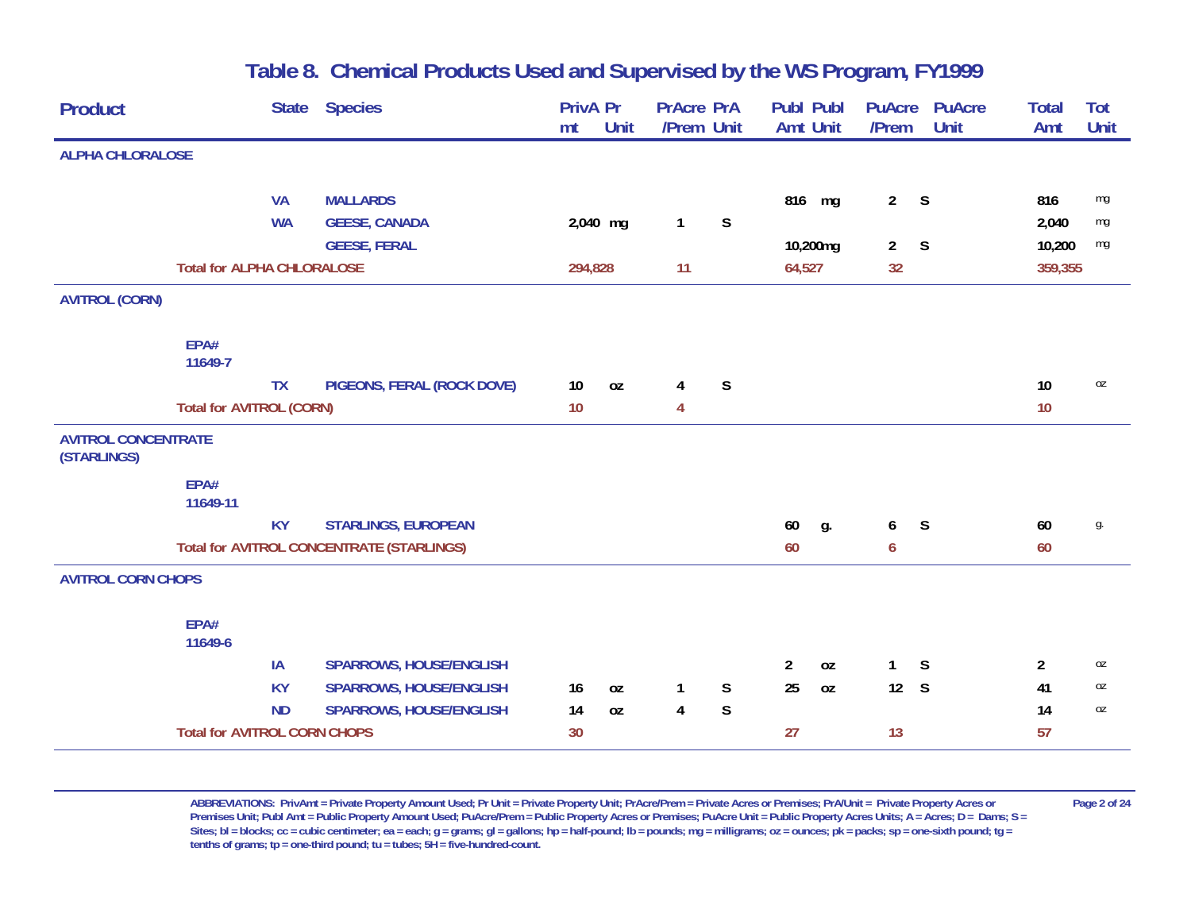# Table 8. Chemical Products Used and Supervised by the WS Program, FY1999

| Product | State | Species | PrivAmt | Pr Unit | PrAcre /Prem | PrA Unit | Publ Amt | Publ Unit | PuAcre /Prem | PuAcre Unit | Total Amt | Tot Unit |
|---|---|---|---|---|---|---|---|---|---|---|---|---|
| **ALPHA CHLORALOSE** | | | | | | | | | | | | |
| | VA | MALLARDS | | | | | 816 | mg | 2 | S | 816 | mg |
| | WA | GEESE, CANADA | 2,040 | mg | 1 | S | | | | | 2,040 | mg |
| | | GEESE, FERAL | | | | | 10,200 | mg | 2 | S | 10,200 | mg |
| Total for ALPHA CHLORALOSE | | | 294,828 | | 11 | | 64,527 | | 32 | | 359,355 | |
| **AVITROL (CORN)** | | | | | | | | | | | | |
| EPA# 11649-7 | | | | | | | | | | | | |
| | TX | PIGEONS, FERAL (ROCK DOVE) | 10 | oz | 4 | S | | | | | 10 | oz |
| Total for AVITROL (CORN) | | | 10 | | 4 | | | | | | 10 | |
| **AVITROL CONCENTRATE (STARLINGS)** | | | | | | | | | | | | |
| EPA# 11649-11 | | | | | | | | | | | | |
| | KY | STARLINGS, EUROPEAN | | | | | 60 | g. | 6 | S | 60 | g. |
| Total for AVITROL CONCENTRATE (STARLINGS) | | | | | | | 60 | | 6 | | 60 | |
| **AVITROL CORN CHOPS** | | | | | | | | | | | | |
| EPA# 11649-6 | | | | | | | | | | | | |
| | IA | SPARROWS, HOUSE/ENGLISH | | | | | 2 | oz | 1 | S | 2 | oz |
| | KY | SPARROWS, HOUSE/ENGLISH | 16 | oz | 1 | S | 25 | oz | 12 | S | 41 | oz |
| | ND | SPARROWS, HOUSE/ENGLISH | 14 | oz | 4 | S | | | | | 14 | oz |
| Total for AVITROL CORN CHOPS | | | 30 | | | | 27 | | 13 | | 57 | |

ABBREVIATIONS: PrivAmt = Private Property Amount Used; Pr Unit = Private Property Unit; PrAcre/Prem = Private Acres or Premises; PrA/Unit = Private Property Acres or Premises Unit; Publ Amt = Public Property Amount Used; PuAcre/Prem = Public Property Acres or Premises; PuAcre Unit = Public Property Acres Units; A = Acres; D = Dams; S = Sites; bl = blocks; cc = cubic centimeter; ea = each; g = grams; gl = gallons; hp = half-pound; lb = pounds; mg = milligrams; oz = ounces; pk = packs; sp = one-sixth pound; tg = tenths of grams; tp = one-third pound; tu = tubes; 5H = five-hundred-count.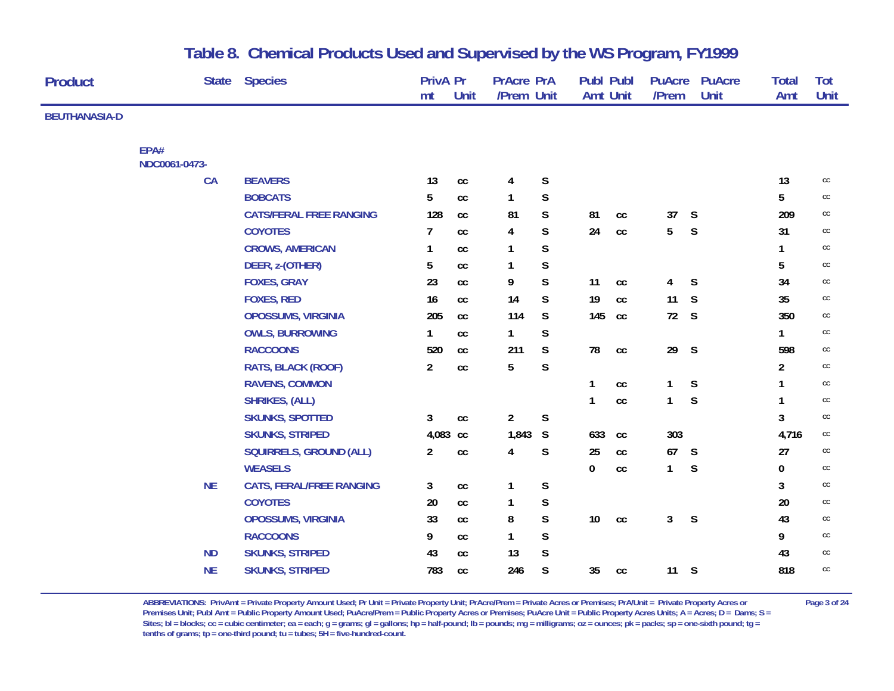# Table 8. Chemical Products Used and Supervised by the WS Program, FY1999

| Product | State | Species | PrivAmt | Pr Unit | PrAcre /Prem | PrA Unit | Publ Amt | Publ Unit | PuAcre /Prem | PuAcre Unit | Total Amt | Tot Unit |
|---|---|---|---|---|---|---|---|---|---|---|---|---|
| **BEUTHANASIA-D** | | | | | | | | | | | | |
| EPA# NDC0061-0473- | | | | | | | | | | | | |
| | CA | BEAVERS | 13 | cc | 4 | S | | | | | 13 | cc |
| | | BOBCATS | 5 | cc | 1 | S | | | | | 5 | cc |
| | | CATS/FERAL FREE RANGING | 128 | cc | 81 | S | 81 | cc | 37 | S | 209 | cc |
| | | COYOTES | 7 | cc | 4 | S | 24 | cc | 5 | S | 31 | cc |
| | | CROWS, AMERICAN | 1 | cc | 1 | S | | | | | 1 | cc |
| | | DEER, z-(OTHER) | 5 | cc | 1 | S | | | | | 5 | cc |
| | | FOXES, GRAY | 23 | cc | 9 | S | 11 | cc | 4 | S | 34 | cc |
| | | FOXES, RED | 16 | cc | 14 | S | 19 | cc | 11 | S | 35 | cc |
| | | OPOSSUMS, VIRGINIA | 205 | cc | 114 | S | 145 | cc | 72 | S | 350 | cc |
| | | OWLS, BURROWING | 1 | cc | 1 | S | | | | | 1 | cc |
| | | RACCOONS | 520 | cc | 211 | S | 78 | cc | 29 | S | 598 | cc |
| | | RATS, BLACK (ROOF) | 2 | cc | 5 | S | | | | | 2 | cc |
| | | RAVENS, COMMON | | | | | 1 | cc | 1 | S | 1 | cc |
| | | SHRIKES, (ALL) | | | | | 1 | cc | 1 | S | 1 | cc |
| | | SKUNKS, SPOTTED | 3 | cc | 2 | S | | | | | 3 | cc |
| | | SKUNKS, STRIPED | 4,083 | cc | 1,843 | S | 633 | cc | 303 | | 4,716 | cc |
| | | SQUIRRELS, GROUND (ALL) | 2 | cc | 4 | S | 25 | cc | 67 | S | 27 | cc |
| | | WEASELS | | | | | 0 | cc | 1 | S | 0 | cc |
| | NE | CATS, FERAL/FREE RANGING | 3 | cc | 1 | S | | | | | 3 | cc |
| | | COYOTES | 20 | cc | 1 | S | | | | | 20 | cc |
| | | OPOSSUMS, VIRGINIA | 33 | cc | 8 | S | 10 | cc | 3 | S | 43 | cc |
| | | RACCOONS | 9 | cc | 1 | S | | | | | 9 | cc |
| | ND | SKUNKS, STRIPED | 43 | cc | 13 | S | | | | | 43 | cc |
| | NE | SKUNKS, STRIPED | 783 | cc | 246 | S | 35 | cc | 11 | S | 818 | cc |

ABBREVIATIONS: PrivAmt = Private Property Amount Used; Pr Unit = Private Property Unit; PrAcre/Prem = Private Acres or Premises; PrA/Unit = Private Property Acres or Premises Unit; Publ Amt = Public Property Amount Used; PuAcre/Prem = Public Property Acres or Premises; PuAcre Unit = Public Property Acres Units; A = Acres; D = Dams; S = Sites; bl = blocks; cc = cubic centimeter; ea = each; g = grams; gl = gallons; hp = half-pound; lb = pounds; mg = milligrams; oz = ounces; pk = packs; sp = one-sixth pound; tg = tenths of grams; tp = one-third pound; tu = tubes; 5H = five-hundred-count.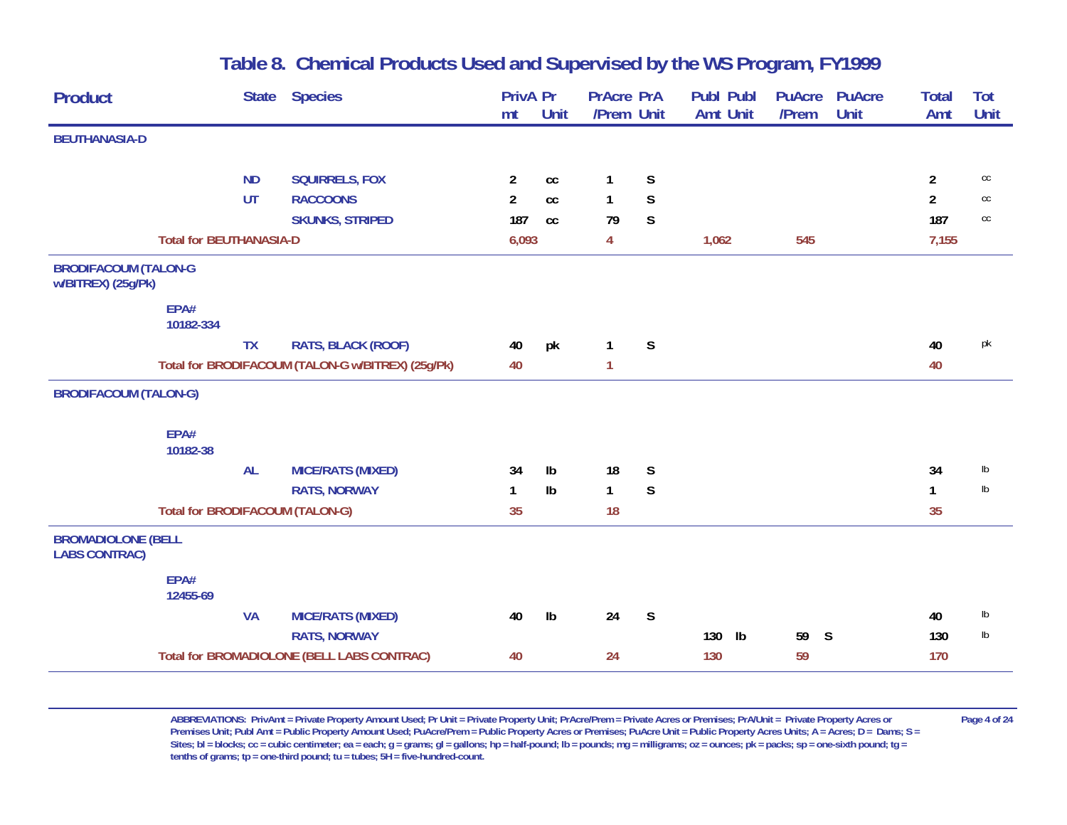# Table 8. Chemical Products Used and Supervised by the WS Program, FY1999

| Product | State | Species | PrivAmt | Pr Unit | PrAcre /Prem | PrA Unit | Publ Amt | Publ Unit | PuAcre /Prem | PuAcre Unit | Total Amt | Tot Unit |
|---|---|---|---|---|---|---|---|---|---|---|---|---|
| **BEUTHANASIA-D** | | | | | | | | | | | | |
| | ND | SQUIRRELS, FOX | 2 | cc | 1 | S | | | | | 2 | cc |
| | UT | RACCOONS | 2 | cc | 1 | S | | | | | 2 | cc |
| | | SKUNKS, STRIPED | 187 | cc | 79 | S | | | | | 187 | cc |
| | Total for BEUTHANASIA-D | | 6,093 | | 4 | | 1,062 | | 545 | | 7,155 | |
| **BRODIFACOUM (TALON-G w/BITREX) (25g/Pk)** | | | | | | | | | | | | |
| EPA# 10182-334 | | | | | | | | | | | | |
| | TX | RATS, BLACK (ROOF) | 40 | pk | 1 | S | | | | | 40 | pk |
| | Total for BRODIFACOUM (TALON-G w/BITREX) (25g/Pk) | | 40 | | 1 | | | | | | 40 | |
| **BRODIFACOUM (TALON-G)** | | | | | | | | | | | | |
| EPA# 10182-38 | | | | | | | | | | | | |
| | AL | MICE/RATS (MIXED) | 34 | lb | 18 | S | | | | | 34 | lb |
| | | RATS, NORWAY | 1 | lb | 1 | S | | | | | 1 | lb |
| | Total for BRODIFACOUM (TALON-G) | | 35 | | 18 | | | | | | 35 | |
| **BROMADIOLONE (BELL LABS CONTRAC)** | | | | | | | | | | | | |
| EPA# 12455-69 | | | | | | | | | | | | |
| | VA | MICE/RATS (MIXED) | 40 | lb | 24 | S | | | | | 40 | lb |
| | | RATS, NORWAY | | | | | 130 | lb | 59 | S | 130 | lb |
| | Total for BROMADIOLONE (BELL LABS CONTRAC) | | 40 | | 24 | | 130 | | 59 | | 170 | |

ABBREVIATIONS: PrivAmt = Private Property Amount Used; Pr Unit = Private Property Unit; PrAcre/Prem = Private Acres or Premises; PrA/Unit = Private Property Acres or Premises Unit; Publ Amt = Public Property Amount Used; PuAcre/Prem = Public Property Acres or Premises; PuAcre Unit = Public Property Acres Units; A = Acres; D = Dams; S = Sites; bl = blocks; cc = cubic centimeter; ea = each; g = grams; gl = gallons; hp = half-pound; lb = pounds; mg = milligrams; oz = ounces; pk = packs; sp = one-sixth pound; tg = tenths of grams; tp = one-third pound; tu = tubes; 5H = five-hundred-count.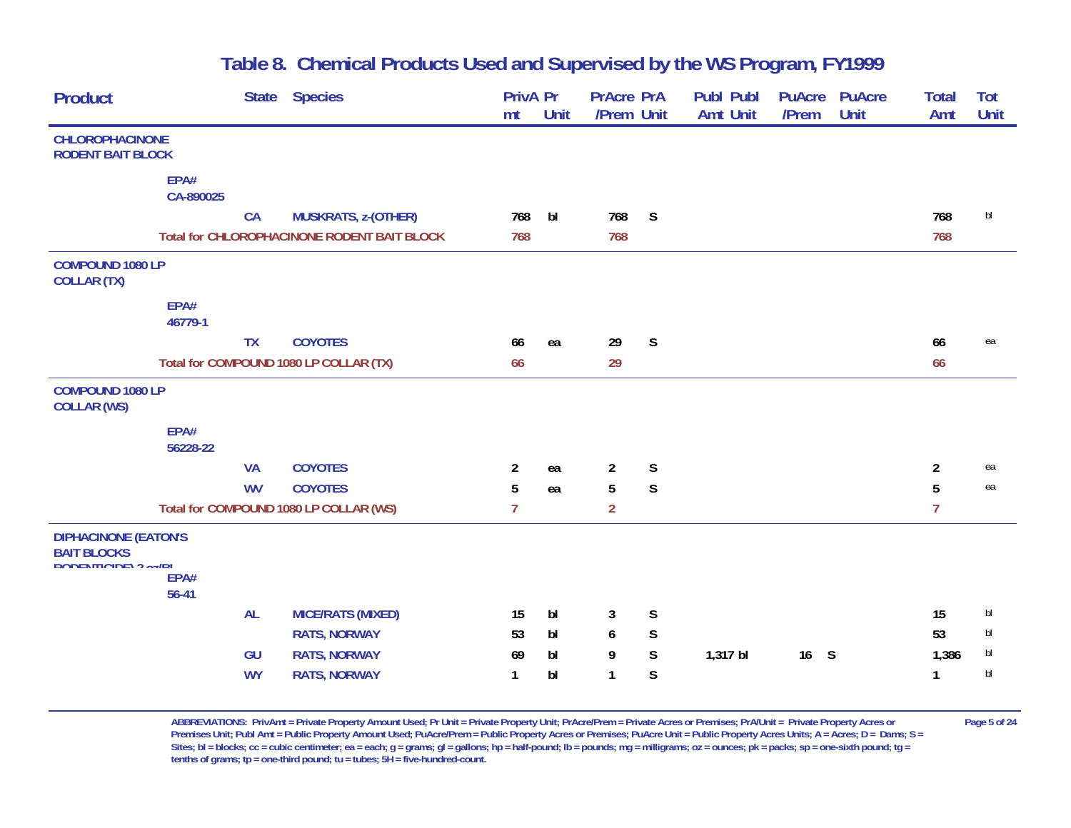# Table 8. Chemical Products Used and Supervised by the WS Program, FY1999

| Product | State | Species | PrivAmt | Pr Unit | PrAcre /Prem | PrA Unit | Publ Amt | Publ Unit | PuAcre /Prem | PuAcre Unit | Total Amt | Tot Unit |
|---|---|---|---|---|---|---|---|---|---|---|---|---|
| **CHLOROPHACINONE RODENT BAIT BLOCK** | | | | | | | | | | | | |
| EPA# CA-890025 | | | | | | | | | | | | |
| | CA | MUSKRATS, z-(OTHER) | 768 | bl | 768 | S | | | | | 768 | bl |
| Total for CHLOROPHACINONE RODENT BAIT BLOCK | | | 768 | | 768 | | | | | | 768 | |
| **COMPOUND 1080 LP COLLAR (TX)** | | | | | | | | | | | | |
| EPA# 46779-1 | | | | | | | | | | | | |
| | TX | COYOTES | 66 | ea | 29 | S | | | | | 66 | ea |
| Total for COMPOUND 1080 LP COLLAR (TX) | | | 66 | | 29 | | | | | | 66 | |
| **COMPOUND 1080 LP COLLAR (WS)** | | | | | | | | | | | | |
| EPA# 56228-22 | | | | | | | | | | | | |
| | VA | COYOTES | 2 | ea | 2 | S | | | | | 2 | ea |
| | WV | COYOTES | 5 | ea | 5 | S | | | | | 5 | ea |
| Total for COMPOUND 1080 LP COLLAR (WS) | | | 7 | | 2 | | | | | | 7 | |
| **DIPHACINONE (EATON'S BAIT BLOCKS RODENTICIDE) 2 oz/Bl** | | | | | | | | | | | | |
| EPA# 56-41 | | | | | | | | | | | | |
| | AL | MICE/RATS (MIXED) | 15 | bl | 3 | S | | | | | 15 | bl |
| | | RATS, NORWAY | 53 | bl | 6 | S | | | | | 53 | bl |
| | GU | RATS, NORWAY | 69 | bl | 9 | S | 1,317 | bl | 16 | S | 1,386 | bl |
| | WY | RATS, NORWAY | 1 | bl | 1 | S | | | | | 1 | bl |

ABBREVIATIONS: PrivAmt = Private Property Amount Used; Pr Unit = Private Property Unit; PrAcre/Prem = Private Acres or Premises; PrA/Unit = Private Property Acres or Premises Unit; Publ Amt = Public Property Amount Used; PuAcre/Prem = Public Property Acres or Premises; PuAcre Unit = Public Property Acres Units; A = Acres; D = Dams; S = Sites; bl = blocks; cc = cubic centimeter; ea = each; g = grams; gl = gallons; hp = half-pound; lb = pounds; mg = milligrams; oz = ounces; pk = packs; sp = one-sixth pound; tg = tenths of grams; tp = one-third pound; tu = tubes; 5H = five-hundred-count.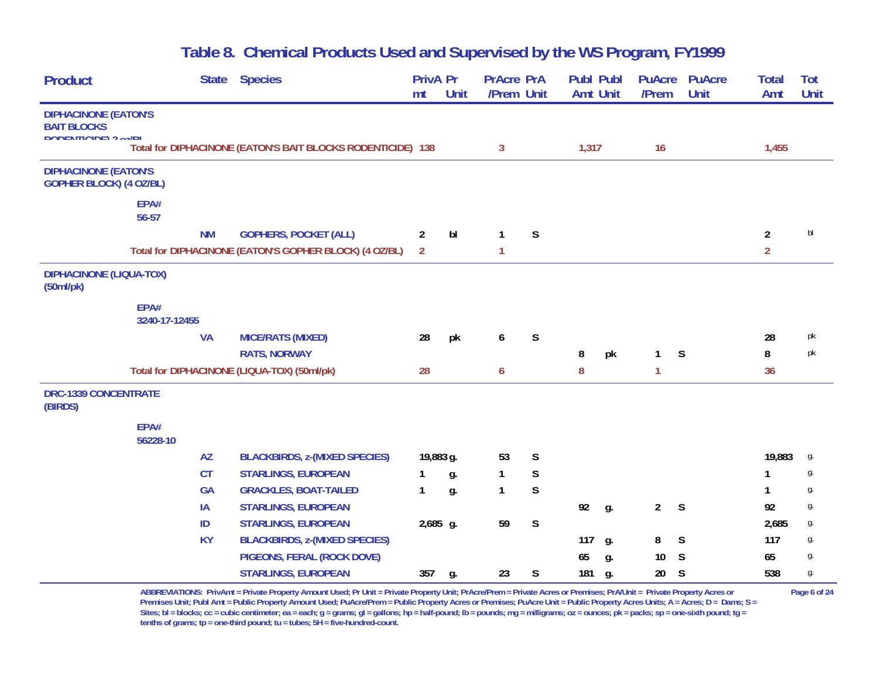# Table 8. Chemical Products Used and Supervised by the WS Program, FY1999

| Product | State | Species | PrivAmt | Pr Unit | PrAcre /Prem | PrA Unit | Publ Amt | Publ Unit | PuAcre /Prem | PuAcre Unit | Total Amt | Tot Unit |
|---|---|---|---|---|---|---|---|---|---|---|---|---|
| **DIPHACINONE (EATON'S BAIT BLOCKS RODENTICIDE) 2 oz/Bl** | | | | | | | | | | | | |
| **Total for DIPHACINONE (EATON'S BAIT BLOCKS RODENTICIDE)** | | | 138 | | 3 | | 1,317 | | 16 | | 1,455 | |
| **DIPHACINONE (EATON'S GOPHER BLOCK) (4 OZ/BL)** | | | | | | | | | | | | |
| EPA# 56-57 | | | | | | | | | | | | |
| | NM | GOPHERS, POCKET (ALL) | 2 | bl | 1 | S | | | | | 2 | bl |
| **Total for DIPHACINONE (EATON'S GOPHER BLOCK) (4 OZ/BL)** | | | 2 | | 1 | | | | | | 2 | |
| **DIPHACINONE (LIQUA-TOX) (50ml/pk)** | | | | | | | | | | | | |
| EPA# 3240-17-12455 | | | | | | | | | | | | |
| | VA | MICE/RATS (MIXED) | 28 | pk | 6 | S | | | | | 28 | pk |
| | | RATS, NORWAY | | | | | 8 | pk | 1 | S | 8 | pk |
| **Total for DIPHACINONE (LIQUA-TOX) (50ml/pk)** | | | 28 | | 6 | | 8 | | 1 | | 36 | |
| **DRC-1339 CONCENTRATE (BIRDS)** | | | | | | | | | | | | |
| EPA# 56228-10 | | | | | | | | | | | | |
| | AZ | BLACKBIRDS, z-(MIXED SPECIES) | 19,883 | g. | 53 | S | | | | | 19,883 | g. |
| | CT | STARLINGS, EUROPEAN | 1 | g. | 1 | S | | | | | 1 | g. |
| | GA | GRACKLES, BOAT-TAILED | 1 | g. | 1 | S | | | | | 1 | g. |
| | IA | STARLINGS, EUROPEAN | | | | | 92 | g. | 2 | S | 92 | g. |
| | ID | STARLINGS, EUROPEAN | 2,685 | g. | 59 | S | | | | | 2,685 | g. |
| | KY | BLACKBIRDS, z-(MIXED SPECIES) | | | | | 117 | g. | 8 | S | 117 | g. |
| | | PIGEONS, FERAL (ROCK DOVE) | | | | | 65 | g. | 10 | S | 65 | g. |
| | | STARLINGS, EUROPEAN | 357 | g. | 23 | S | 181 | g. | 20 | S | 538 | g. |

ABBREVIATIONS: PrivAmt = Private Property Amount Used; Pr Unit = Private Property Unit; PrAcre/Prem = Private Acres or Premises; PrA/Unit = Private Property Acres or Premises Unit; Publ Amt = Public Property Amount Used; PuAcre/Prem = Public Property Acres or Premises; PuAcre Unit = Public Property Acres Units; A = Acres; D = Dams; S = Sites; bl = blocks; cc = cubic centimeter; ea = each; g = grams; gl = gallons; hp = half-pound; lb = pounds; mg = milligrams; oz = ounces; pk = packs; sp = one-sixth pound; tg = tenths of grams; tp = one-third pound; tu = tubes; 5H = five-hundred-count.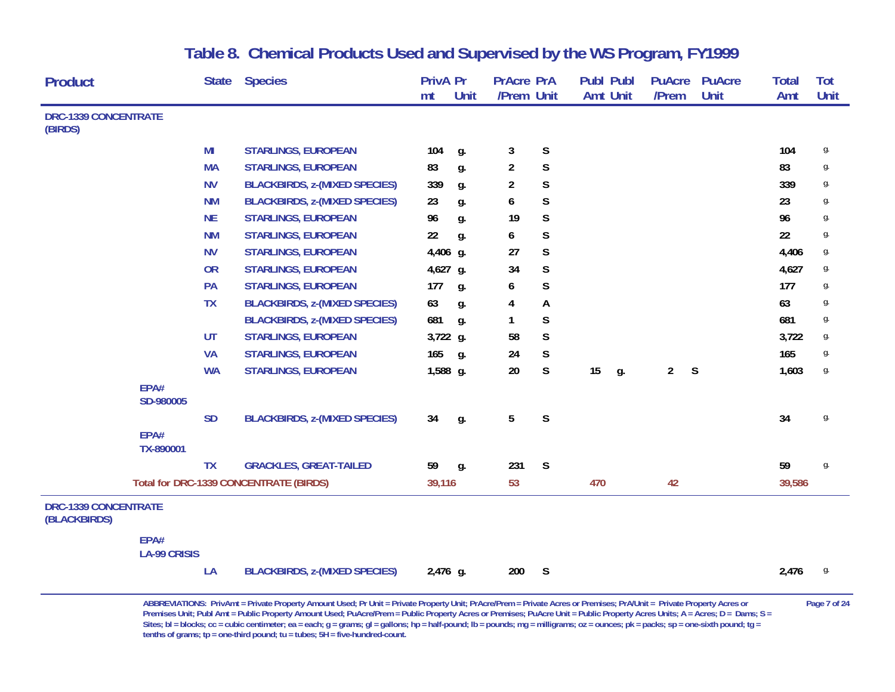# Table 8. Chemical Products Used and Supervised by the WS Program, FY1999

| Product | | State | Species | PrivAmt | Pr Unit | PrAcre /Prem | PrA Unit | Publ Amt | Publ Unit | PuAcre /Prem | PuAcre Unit | Total Amt | Tot Unit |
|---|---|---|---|---|---|---|---|---|---|---|---|---|---|
| DRC-1339 CONCENTRATE (BIRDS) | | | | | | | | | | | | | |
| | | MI | STARLINGS, EUROPEAN | 104 | g. | 3 | S | | | | | 104 | g. |
| | | MA | STARLINGS, EUROPEAN | 83 | g. | 2 | S | | | | | 83 | g. |
| | | NV | BLACKBIRDS, z-(MIXED SPECIES) | 339 | g. | 2 | S | | | | | 339 | g. |
| | | NM | BLACKBIRDS, z-(MIXED SPECIES) | 23 | g. | 6 | S | | | | | 23 | g. |
| | | NE | STARLINGS, EUROPEAN | 96 | g. | 19 | S | | | | | 96 | g. |
| | | NM | STARLINGS, EUROPEAN | 22 | g. | 6 | S | | | | | 22 | g. |
| | | NV | STARLINGS, EUROPEAN | 4,406 | g. | 27 | S | | | | | 4,406 | g. |
| | | OR | STARLINGS, EUROPEAN | 4,627 | g. | 34 | S | | | | | 4,627 | g. |
| | | PA | STARLINGS, EUROPEAN | 177 | g. | 6 | S | | | | | 177 | g. |
| | | TX | BLACKBIRDS, z-(MIXED SPECIES) | 63 | g. | 4 | A | | | | | 63 | g. |
| | | | BLACKBIRDS, z-(MIXED SPECIES) | 681 | g. | 1 | S | | | | | 681 | g. |
| | | UT | STARLINGS, EUROPEAN | 3,722 | g. | 58 | S | | | | | 3,722 | g. |
| | | VA | STARLINGS, EUROPEAN | 165 | g. | 24 | S | | | | | 165 | g. |
| | | WA | STARLINGS, EUROPEAN | 1,588 | g. | 20 | S | 15 | g. | 2 | S | 1,603 | g. |
| | EPA# SD-980005 | | | | | | | | | | | | |
| | | SD | BLACKBIRDS, z-(MIXED SPECIES) | 34 | g. | 5 | S | | | | | 34 | g. |
| | EPA# TX-890001 | | | | | | | | | | | | |
| | | TX | GRACKLES, GREAT-TAILED | 59 | g. | 231 | S | | | | | 59 | g. |
| | Total for DRC-1339 CONCENTRATE (BIRDS) | | | 39,116 | | 53 | | 470 | | 42 | | 39,586 | |
| DRC-1339 CONCENTRATE (BLACKBIRDS) | | | | | | | | | | | | | |
| | EPA# LA-99 CRISIS | | | | | | | | | | | | |
| | | LA | BLACKBIRDS, z-(MIXED SPECIES) | 2,476 | g. | 200 | S | | | | | 2,476 | g. |

ABBREVIATIONS: PrivAmt = Private Property Amount Used; Pr Unit = Private Property Unit; PrAcre/Prem = Private Acres or Premises; PrA/Unit = Private Property Acres or Premises Unit; Publ Amt = Public Property Amount Used; PuAcre/Prem = Public Property Acres or Premises; PuAcre Unit = Public Property Acres Units; A = Acres; D = Dams; S = Sites; bl = blocks; cc = cubic centimeter; ea = each; g = grams; gl = gallons; hp = half-pound; lb = pounds; mg = milligrams; oz = ounces; pk = packs; sp = one-sixth pound; tg = tenths of grams; tp = one-third pound; tu = tubes; 5H = five-hundred-count.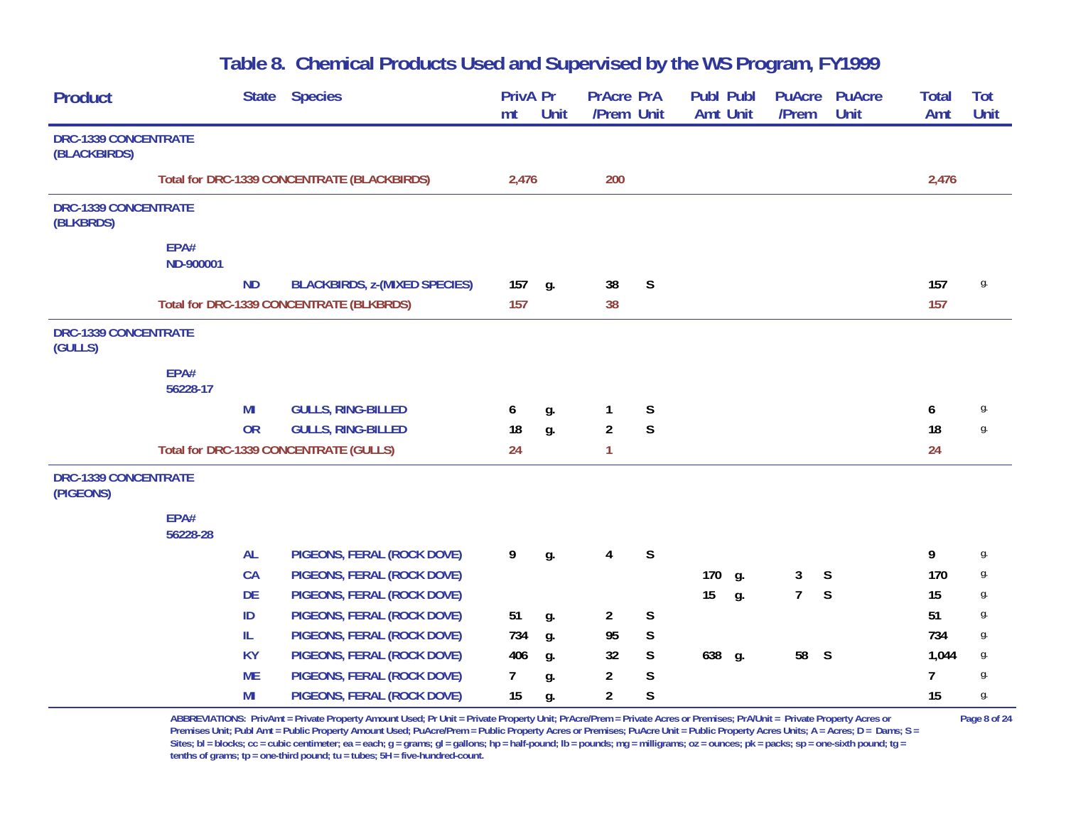# Table 8. Chemical Products Used and Supervised by the WS Program, FY1999

| Product | State | Species | PrivAmt | Pr Unit | PrAcre /Prem | PrA Unit | Publ Amt | Publ Unit | PuAcre /Prem | PuAcre Unit | Total Amt | Tot Unit |
|---|---|---|---|---|---|---|---|---|---|---|---|---|
| **DRC-1339 CONCENTRATE (BLACKBIRDS)** | | | | | | | | | | | | |
| Total for DRC-1339 CONCENTRATE (BLACKBIRDS) | | | 2,476 | | 200 | | | | | | 2,476 | |
| **DRC-1339 CONCENTRATE (BLKBRDS)** | | | | | | | | | | | | |
| EPA# ND-900001 | | | | | | | | | | | | |
| | ND | BLACKBIRDS, z-(MIXED SPECIES) | 157 | g. | 38 | S | | | | | 157 | g. |
| Total for DRC-1339 CONCENTRATE (BLKBRDS) | | | 157 | | 38 | | | | | | 157 | |
| **DRC-1339 CONCENTRATE (GULLS)** | | | | | | | | | | | | |
| EPA# 56228-17 | | | | | | | | | | | | |
| | MI | GULLS, RING-BILLED | 6 | g. | 1 | S | | | | | 6 | g. |
| | OR | GULLS, RING-BILLED | 18 | g. | 2 | S | | | | | 18 | g. |
| Total for DRC-1339 CONCENTRATE (GULLS) | | | 24 | | 1 | | | | | | 24 | |
| **DRC-1339 CONCENTRATE (PIGEONS)** | | | | | | | | | | | | |
| EPA# 56228-28 | | | | | | | | | | | | |
| | AL | PIGEONS, FERAL (ROCK DOVE) | 9 | g. | 4 | S | | | | | 9 | g. |
| | CA | PIGEONS, FERAL (ROCK DOVE) | | | | | 170 | g. | 3 | S | 170 | g. |
| | DE | PIGEONS, FERAL (ROCK DOVE) | | | | | 15 | g. | 7 | S | 15 | g. |
| | ID | PIGEONS, FERAL (ROCK DOVE) | 51 | g. | 2 | S | | | | | 51 | g. |
| | IL | PIGEONS, FERAL (ROCK DOVE) | 734 | g. | 95 | S | | | | | 734 | g. |
| | KY | PIGEONS, FERAL (ROCK DOVE) | 406 | g. | 32 | S | 638 | g. | 58 | S | 1,044 | g. |
| | ME | PIGEONS, FERAL (ROCK DOVE) | 7 | g. | 2 | S | | | | | 7 | g. |
| | MI | PIGEONS, FERAL (ROCK DOVE) | 15 | g. | 2 | S | | | | | 15 | g. |

ABBREVIATIONS: PrivAmt = Private Property Amount Used; Pr Unit = Private Property Unit; PrAcre/Prem = Private Acres or Premises; PrA/Unit = Private Property Acres or Premises Unit; Publ Amt = Public Property Amount Used; PuAcre/Prem = Public Property Acres or Premises; PuAcre Unit = Public Property Acres Units; A = Acres; D = Dams; S = Sites; bl = blocks; cc = cubic centimeter; ea = each; g = grams; gl = gallons; hp = half-pound; lb = pounds; mg = milligrams; oz = ounces; pk = packs; sp = one-sixth pound; tg = tenths of grams; tp = one-third pound; tu = tubes; 5H = five-hundred-count.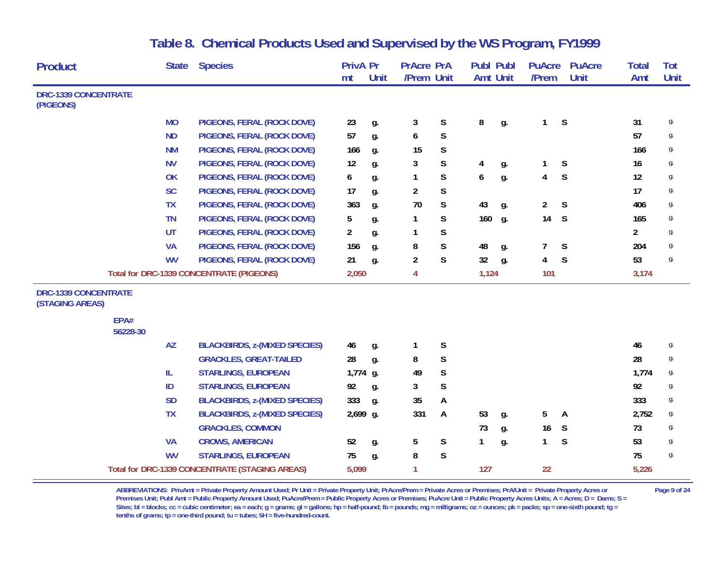# Table 8. Chemical Products Used and Supervised by the WS Program, FY1999

| Product | State | Species | PrivAmt | Pr Unit | PrAcre /Prem | PrA Unit | Publ Amt | Publ Unit | PuAcre /Prem | PuAcre Unit | Total Amt | Tot Unit |
|---|---|---|---|---|---|---|---|---|---|---|---|---|
| **DRC-1339 CONCENTRATE (PIGEONS)** | | | | | | | | | | | | |
| | MO | PIGEONS, FERAL (ROCK DOVE) | 23 | g. | 3 | S | 8 | g. | 1 | S | 31 | g. |
| | ND | PIGEONS, FERAL (ROCK DOVE) | 57 | g. | 6 | S | | | | | 57 | g. |
| | NM | PIGEONS, FERAL (ROCK DOVE) | 166 | g. | 15 | S | | | | | 166 | g. |
| | NV | PIGEONS, FERAL (ROCK DOVE) | 12 | g. | 3 | S | 4 | g. | 1 | S | 16 | g. |
| | OK | PIGEONS, FERAL (ROCK DOVE) | 6 | g. | 1 | S | 6 | g. | 4 | S | 12 | g. |
| | SC | PIGEONS, FERAL (ROCK DOVE) | 17 | g. | 2 | S | | | | | 17 | g. |
| | TX | PIGEONS, FERAL (ROCK DOVE) | 363 | g. | 70 | S | 43 | g. | 2 | S | 406 | g. |
| | TN | PIGEONS, FERAL (ROCK DOVE) | 5 | g. | 1 | S | 160 | g. | 14 | S | 165 | g. |
| | UT | PIGEONS, FERAL (ROCK DOVE) | 2 | g. | 1 | S | | | | | 2 | g. |
| | VA | PIGEONS, FERAL (ROCK DOVE) | 156 | g. | 8 | S | 48 | g. | 7 | S | 204 | g. |
| | WV | PIGEONS, FERAL (ROCK DOVE) | 21 | g. | 2 | S | 32 | g. | 4 | S | 53 | g. |
| **Total for DRC-1339 CONCENTRATE (PIGEONS)** | | | 2,050 | | 4 | | 1,124 | | 101 | | 3,174 | |
| **DRC-1339 CONCENTRATE (STAGING AREAS)** | | | | | | | | | | | | |
| EPA# 56228-30 | | | | | | | | | | | | |
| | AZ | BLACKBIRDS, z-(MIXED SPECIES) | 46 | g. | 1 | S | | | | | 46 | g. |
| | | GRACKLES, GREAT-TAILED | 28 | g. | 8 | S | | | | | 28 | g. |
| | IL | STARLINGS, EUROPEAN | 1,774 | g. | 49 | S | | | | | 1,774 | g. |
| | ID | STARLINGS, EUROPEAN | 92 | g. | 3 | S | | | | | 92 | g. |
| | SD | BLACKBIRDS, z-(MIXED SPECIES) | 333 | g. | 35 | A | | | | | 333 | g. |
| | TX | BLACKBIRDS, z-(MIXED SPECIES) | 2,699 | g. | 331 | A | 53 | g. | 5 | A | 2,752 | g. |
| | | GRACKLES, COMMON | | | | | 73 | g. | 16 | S | 73 | g. |
| | VA | CROWS, AMERICAN | 52 | g. | 5 | S | 1 | g. | 1 | S | 53 | g. |
| | WV | STARLINGS, EUROPEAN | 75 | g. | 8 | S | | | | | 75 | g. |
| **Total for DRC-1339 CONCENTRATE (STAGING AREAS)** | | | 5,099 | | 1 | | 127 | | 22 | | 5,226 | |

ABBREVIATIONS: PrivAmt = Private Property Amount Used; Pr Unit = Private Property Unit; PrAcre/Prem = Private Acres or Premises; PrA/Unit = Private Property Acres or Premises Unit; Publ Amt = Public Property Amount Used; PuAcre/Prem = Public Property Acres or Premises; PuAcre Unit = Public Property Acres Units; A = Acres; D = Dams; S = Sites; bl = blocks; cc = cubic centimeter; ea = each; g = grams; gl = gallons; hp = half-pound; lb = pounds; mg = milligrams; oz = ounces; pk = packs; sp = one-sixth pound; tg = tenths of grams; tp = one-third pound; tu = tubes; 5H = five-hundred-count.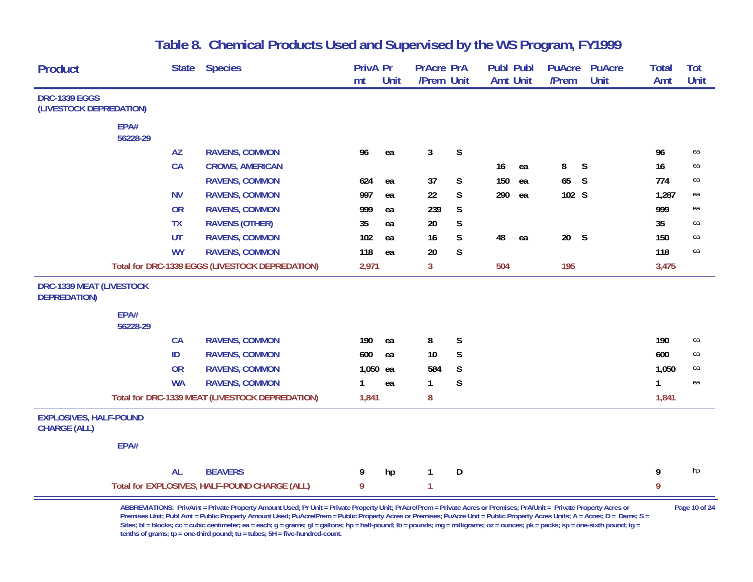## Table 8. Chemical Products Used and Supervised by the WS Program, FY1999

| Product | State | Species | PrivAmt | Pr Unit | PrAcre /Prem | PrA Unit | Publ Amt | Publ Unit | PuAcre /Prem | PuAcre Unit | Total Amt | Tot Unit |
|---|---|---|---|---|---|---|---|---|---|---|---|---|
| **DRC-1339 EGGS (LIVESTOCK DEPREDATION)** | | | | | | | | | | | | |
| EPA# 56228-29 | | | | | | | | | | | | |
| | AZ | RAVENS, COMMON | 96 | ea | 3 | S | | | | | 96 | ea |
| | CA | CROWS, AMERICAN | | | | | 16 | ea | 8 | S | 16 | ea |
| | | RAVENS, COMMON | 624 | ea | 37 | S | 150 | ea | 65 | S | 774 | ea |
| | NV | RAVENS, COMMON | 997 | ea | 22 | S | 290 | ea | 102 | S | 1,287 | ea |
| | OR | RAVENS, COMMON | 999 | ea | 239 | S | | | | | 999 | ea |
| | TX | RAVENS (OTHER) | 35 | ea | 20 | S | | | | | 35 | ea |
| | UT | RAVENS, COMMON | 102 | ea | 16 | S | 48 | ea | 20 | S | 150 | ea |
| | WY | RAVENS, COMMON | 118 | ea | 20 | S | | | | | 118 | ea |
| Total for DRC-1339 EGGS (LIVESTOCK DEPREDATION) | | | 2,971 | | 3 | | 504 | | 195 | | 3,475 | |
| **DRC-1339 MEAT (LIVESTOCK DEPREDATION)** | | | | | | | | | | | | |
| EPA# 56228-29 | | | | | | | | | | | | |
| | CA | RAVENS, COMMON | 190 | ea | 8 | S | | | | | 190 | ea |
| | ID | RAVENS, COMMON | 600 | ea | 10 | S | | | | | 600 | ea |
| | OR | RAVENS, COMMON | 1,050 | ea | 584 | S | | | | | 1,050 | ea |
| | WA | RAVENS, COMMON | 1 | ea | 1 | S | | | | | 1 | ea |
| Total for DRC-1339 MEAT (LIVESTOCK DEPREDATION) | | | 1,841 | | 8 | | | | | | 1,841 | |
| **EXPLOSIVES, HALF-POUND CHARGE (ALL)** | | | | | | | | | | | | |
| EPA# | | | | | | | | | | | | |
| | AL | BEAVERS | 9 | hp | 1 | D | | | | | 9 | hp |
| Total for EXPLOSIVES, HALF-POUND CHARGE (ALL) | | | 9 | | 1 | | | | | | 9 | |

ABBREVIATIONS: PrivAmt = Private Property Amount Used; Pr Unit = Private Property Unit; PrAcre/Prem = Private Acres or Premises; PrA/Unit = Private Property Acres or Premises Unit; Publ Amt = Public Property Amount Used; PuAcre/Prem = Public Property Acres or Premises; PuAcre Unit = Public Property Acres Units; A = Acres; D = Dams; S = Sites; bl = blocks; cc = cubic centimeter; ea = each; g = grams; gl = gallons; hp = half-pound; lb = pounds; mg = milligrams; oz = ounces; pk = packs; sp = one-sixth pound; tg = tenths of grams; tp = one-third pound; tu = tubes; 5H = five-hundred-count.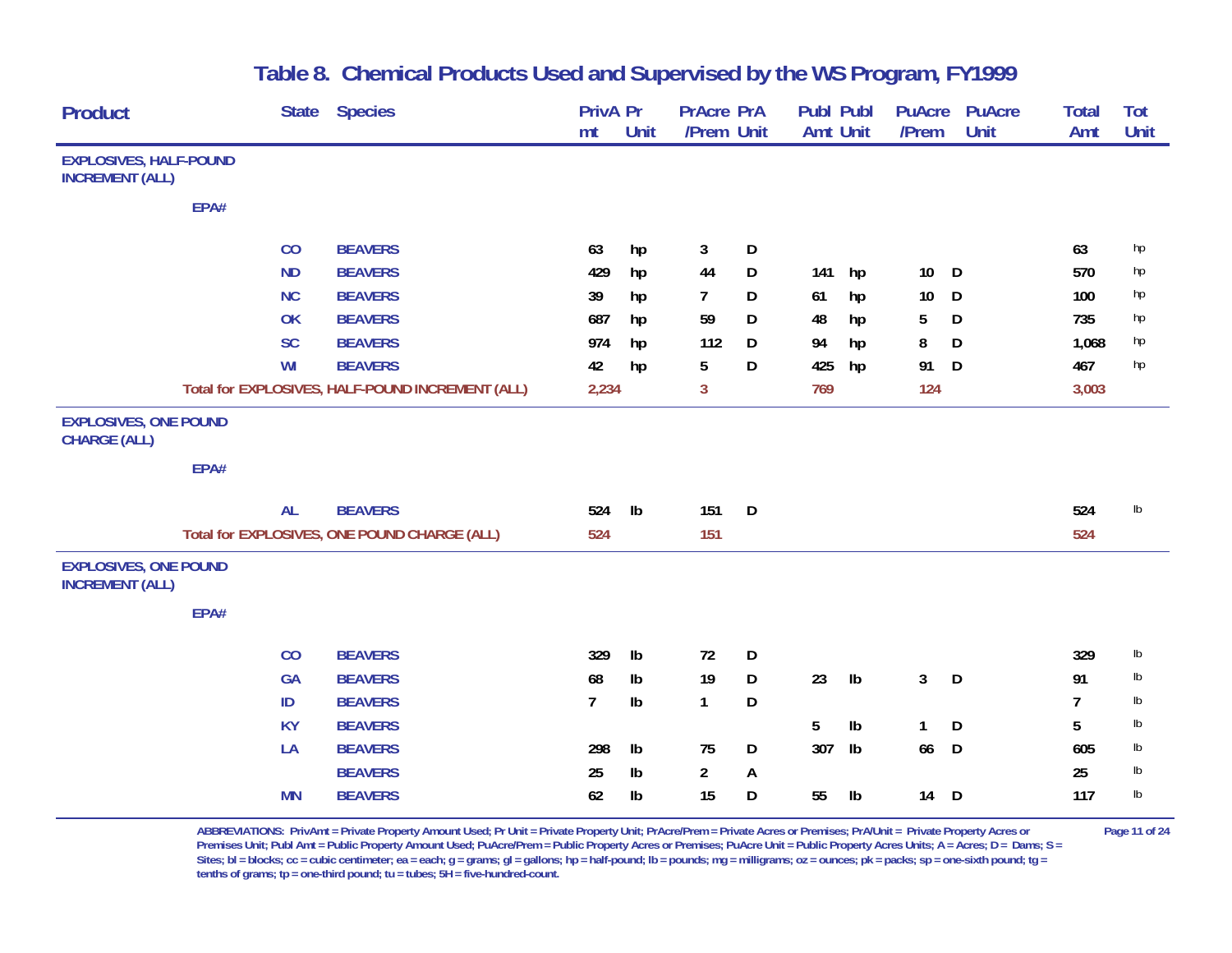# Table 8. Chemical Products Used and Supervised by the WS Program, FY1999

| Product | State | Species | PrivAmt | Pr Unit | PrAcre /Prem | PrA Unit | Publ Amt | Publ Unit | PuAcre /Prem | PuAcre Unit | Total Amt | Tot Unit |
|---|---|---|---|---|---|---|---|---|---|---|---|---|
| **EXPLOSIVES, HALF-POUND INCREMENT (ALL)** | | | | | | | | | | | | |
| EPA# | | | | | | | | | | | | |
| | CO | BEAVERS | 63 | hp | 3 | D | | | | | 63 | hp |
| | ND | BEAVERS | 429 | hp | 44 | D | 141 | hp | 10 | D | 570 | hp |
| | NC | BEAVERS | 39 | hp | 7 | D | 61 | hp | 10 | D | 100 | hp |
| | OK | BEAVERS | 687 | hp | 59 | D | 48 | hp | 5 | D | 735 | hp |
| | SC | BEAVERS | 974 | hp | 112 | D | 94 | hp | 8 | D | 1,068 | hp |
| | WI | BEAVERS | 42 | hp | 5 | D | 425 | hp | 91 | D | 467 | hp |
| Total for EXPLOSIVES, HALF-POUND INCREMENT (ALL) | | | 2,234 | | 3 | | 769 | | 124 | | 3,003 | |
| **EXPLOSIVES, ONE POUND CHARGE (ALL)** | | | | | | | | | | | | |
| EPA# | | | | | | | | | | | | |
| | AL | BEAVERS | 524 | lb | 151 | D | | | | | 524 | lb |
| Total for EXPLOSIVES, ONE POUND CHARGE (ALL) | | | 524 | | 151 | | | | | | 524 | |
| **EXPLOSIVES, ONE POUND INCREMENT (ALL)** | | | | | | | | | | | | |
| EPA# | | | | | | | | | | | | |
| | CO | BEAVERS | 329 | lb | 72 | D | | | | | 329 | lb |
| | GA | BEAVERS | 68 | lb | 19 | D | 23 | lb | 3 | D | 91 | lb |
| | ID | BEAVERS | 7 | lb | 1 | D | | | | | 7 | lb |
| | KY | BEAVERS | | | | | 5 | lb | 1 | D | 5 | lb |
| | LA | BEAVERS | 298 | lb | 75 | D | 307 | lb | 66 | D | 605 | lb |
| | | BEAVERS | 25 | lb | 2 | A | | | | | 25 | lb |
| | MN | BEAVERS | 62 | lb | 15 | D | 55 | lb | 14 | D | 117 | lb |

ABBREVIATIONS: PrivAmt = Private Property Amount Used; Pr Unit = Private Property Unit; PrAcre/Prem = Private Acres or Premises; PrA/Unit = Private Property Acres or Premises Unit; Publ Amt = Public Property Amount Used; PuAcre/Prem = Public Property Acres or Premises; PuAcre Unit = Public Property Acres Units; A = Acres; D = Dams; S = Sites; bl = blocks; cc = cubic centimeter; ea = each; g = grams; gl = gallons; hp = half-pound; lb = pounds; mg = milligrams; oz = ounces; pk = packs; sp = one-sixth pound; tg = tenths of grams; tp = one-third pound; tu = tubes; 5H = five-hundred-count.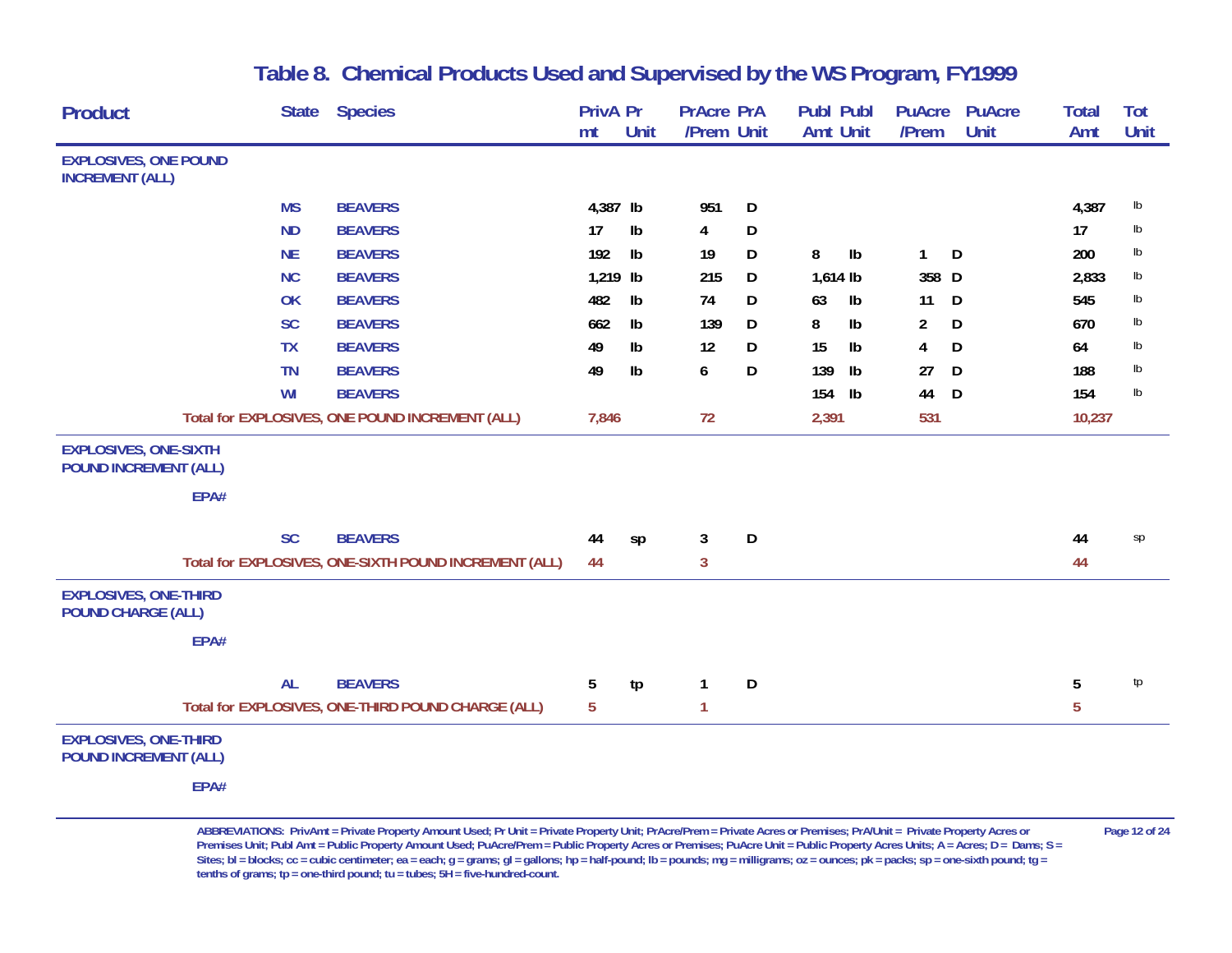# Table 8. Chemical Products Used and Supervised by the WS Program, FY1999

| Product | State | Species | PrivAmt | Pr Unit | PrAcre /Prem | PrA Unit | Publ Amt | Publ Unit | PuAcre /Prem | PuAcre Unit | Total Amt | Tot Unit |
|---|---|---|---|---|---|---|---|---|---|---|---|---|
| **EXPLOSIVES, ONE POUND INCREMENT (ALL)** | | | | | | | | | | | | |
| | MS | BEAVERS | 4,387 | lb | 951 | D | | | | | 4,387 | lb |
| | ND | BEAVERS | 17 | lb | 4 | D | | | | | 17 | lb |
| | NE | BEAVERS | 192 | lb | 19 | D | 8 | lb | 1 | D | 200 | lb |
| | NC | BEAVERS | 1,219 | lb | 215 | D | 1,614 | lb | 358 | D | 2,833 | lb |
| | OK | BEAVERS | 482 | lb | 74 | D | 63 | lb | 11 | D | 545 | lb |
| | SC | BEAVERS | 662 | lb | 139 | D | 8 | lb | 2 | D | 670 | lb |
| | TX | BEAVERS | 49 | lb | 12 | D | 15 | lb | 4 | D | 64 | lb |
| | TN | BEAVERS | 49 | lb | 6 | D | 139 | lb | 27 | D | 188 | lb |
| | WI | BEAVERS | | | | | 154 | lb | 44 | D | 154 | lb |
| Total for EXPLOSIVES, ONE POUND INCREMENT (ALL) | | | 7,846 | | 72 | | 2,391 | | 531 | | 10,237 | |
| **EXPLOSIVES, ONE-SIXTH POUND INCREMENT (ALL)** | | | | | | | | | | | | |
| EPA# | | | | | | | | | | | | |
| | SC | BEAVERS | 44 | sp | 3 | D | | | | | 44 | sp |
| Total for EXPLOSIVES, ONE-SIXTH POUND INCREMENT (ALL) | | | 44 | | 3 | | | | | | 44 | |
| **EXPLOSIVES, ONE-THIRD POUND CHARGE (ALL)** | | | | | | | | | | | | |
| EPA# | | | | | | | | | | | | |
| | AL | BEAVERS | 5 | tp | 1 | D | | | | | 5 | tp |
| Total for EXPLOSIVES, ONE-THIRD POUND CHARGE (ALL) | | | 5 | | 1 | | | | | | 5 | |
| **EXPLOSIVES, ONE-THIRD POUND INCREMENT (ALL)** | | | | | | | | | | | | |
| EPA# | | | | | | | | | | | | |

ABBREVIATIONS: PrivAmt = Private Property Amount Used; Pr Unit = Private Property Unit; PrAcre/Prem = Private Acres or Premises; PrA/Unit = Private Property Acres or Premises Unit; Publ Amt = Public Property Amount Used; PuAcre/Prem = Public Property Acres or Premises; PuAcre Unit = Public Property Acres Units; A = Acres; D = Dams; S = Sites; bl = blocks; cc = cubic centimeter; ea = each; g = grams; gl = gallons; hp = half-pound; lb = pounds; mg = milligrams; oz = ounces; pk = packs; sp = one-sixth pound; tg = tenths of grams; tp = one-third pound; tu = tubes; 5H = five-hundred-count.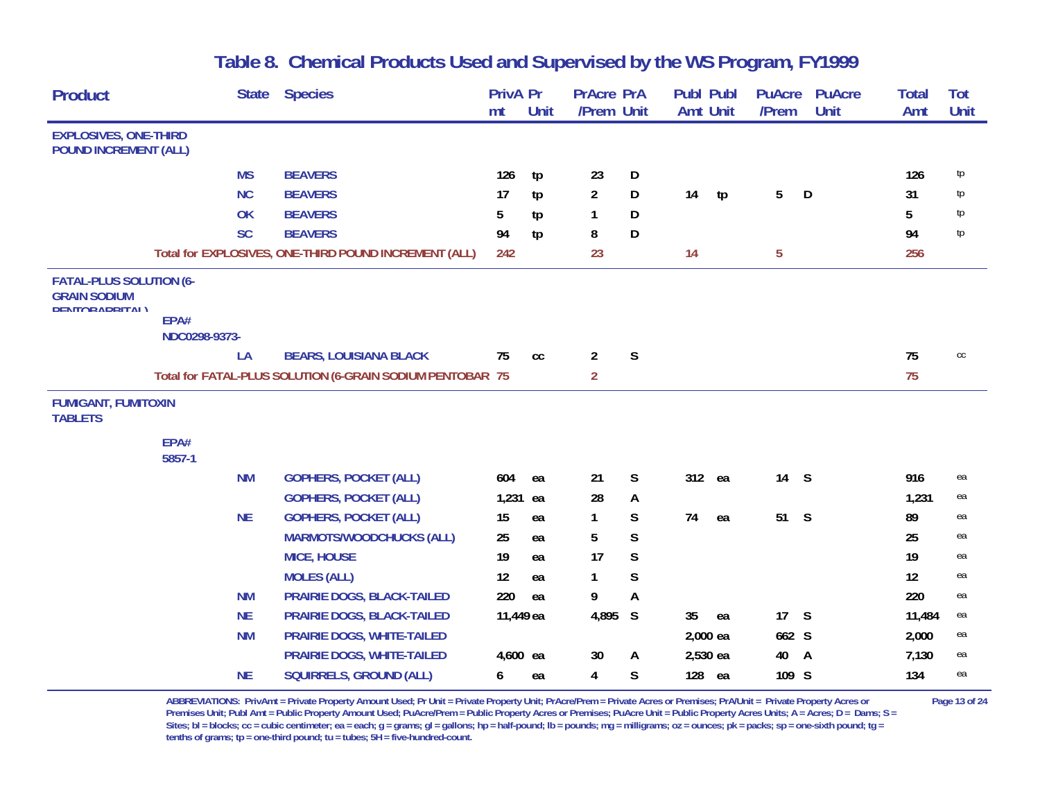# Table 8. Chemical Products Used and Supervised by the WS Program, FY1999

| Product | State | Species | PrivAmt | Pr Unit | PrAcre /Prem | PrA Unit | Publ Amt | Publ Unit | PuAcre /Prem | PuAcre Unit | Total Amt | Tot Unit |
|---|---|---|---|---|---|---|---|---|---|---|---|---|
| **EXPLOSIVES, ONE-THIRD POUND INCREMENT (ALL)** | | | | | | | | | | | | |
| | MS | BEAVERS | 126 | tp | 23 | D | | | | | 126 | tp |
| | NC | BEAVERS | 17 | tp | 2 | D | 14 | tp | 5 | D | 31 | tp |
| | OK | BEAVERS | 5 | tp | 1 | D | | | | | 5 | tp |
| | SC | BEAVERS | 94 | tp | 8 | D | | | | | 94 | tp |
| Total for EXPLOSIVES, ONE-THIRD POUND INCREMENT (ALL) | | | 242 | | 23 | | 14 | | 5 | | 256 | |
| **FATAL-PLUS SOLUTION (6-GRAIN SODIUM PENTOBARBITAL)** | | | | | | | | | | | | |
| EPA# NDC0298-9373- | | | | | | | | | | | | |
| | LA | BEARS, LOUISIANA BLACK | 75 | cc | 2 | S | | | | | 75 | cc |
| Total for FATAL-PLUS SOLUTION (6-GRAIN SODIUM PENTOBAR | | | 75 | | 2 | | | | | | 75 | |
| **FUMIGANT, FUMITOXIN TABLETS** | | | | | | | | | | | | |
| EPA# 5857-1 | | | | | | | | | | | | |
| | NM | GOPHERS, POCKET (ALL) | 604 | ea | 21 | S | 312 | ea | 14 | S | 916 | ea |
| | | GOPHERS, POCKET (ALL) | 1,231 | ea | 28 | A | | | | | 1,231 | ea |
| | NE | GOPHERS, POCKET (ALL) | 15 | ea | 1 | S | 74 | ea | 51 | S | 89 | ea |
| | | MARMOTS/WOODCHUCKS (ALL) | 25 | ea | 5 | S | | | | | 25 | ea |
| | | MICE, HOUSE | 19 | ea | 17 | S | | | | | 19 | ea |
| | | MOLES (ALL) | 12 | ea | 1 | S | | | | | 12 | ea |
| | NM | PRAIRIE DOGS, BLACK-TAILED | 220 | ea | 9 | A | | | | | 220 | ea |
| | NE | PRAIRIE DOGS, BLACK-TAILED | 11,449 | ea | 4,895 | S | 35 | ea | 17 | S | 11,484 | ea |
| | NM | PRAIRIE DOGS, WHITE-TAILED | | | | | 2,000 | ea | 662 | S | 2,000 | ea |
| | | PRAIRIE DOGS, WHITE-TAILED | 4,600 | ea | 30 | A | 2,530 | ea | 40 | A | 7,130 | ea |
| | NE | SQUIRRELS, GROUND (ALL) | 6 | ea | 4 | S | 128 | ea | 109 | S | 134 | ea |

ABBREVIATIONS: PrivAmt = Private Property Amount Used; Pr Unit = Private Property Unit; PrAcre/Prem = Private Acres or Premises; PrA/Unit = Private Property Acres or Premises Unit; Publ Amt = Public Property Amount Used; PuAcre/Prem = Public Property Acres or Premises; PuAcre Unit = Public Property Acres Units; A = Acres; D = Dams; S = Sites; bl = blocks; cc = cubic centimeter; ea = each; g = grams; gl = gallons; hp = half-pound; lb = pounds; mg = milligrams; oz = ounces; pk = packs; sp = one-sixth pound; tg = tenths of grams; tp = one-third pound; tu = tubes; 5H = five-hundred-count.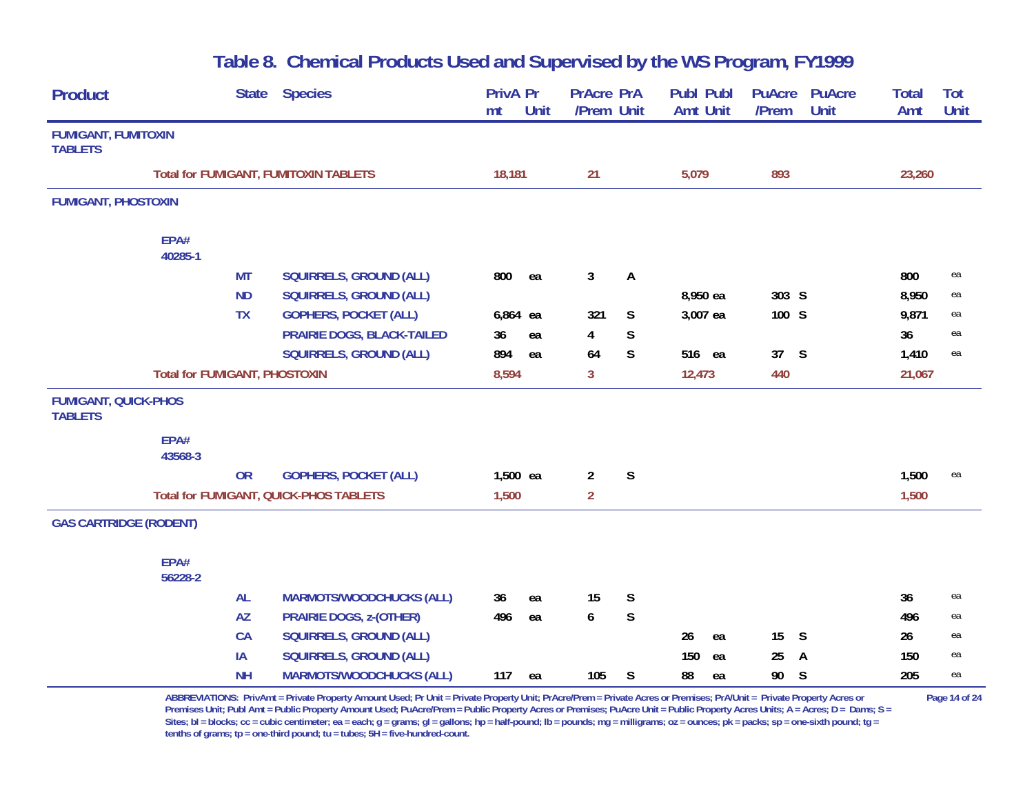# Table 8. Chemical Products Used and Supervised by the WS Program, FY1999

| Product | State | Species | PrivAmt | Pr Unit | PrAcre /Prem | PrA Unit | Publ Amt | Publ Unit | PuAcre /Prem | PuAcre Unit | Total Amt | Tot Unit |
|---|---|---|---|---|---|---|---|---|---|---|---|---|
| **FUMIGANT, FUMITOXIN TABLETS** | | | | | | | | | | | | |
| Total for FUMIGANT, FUMITOXIN TABLETS | | | 18,181 | | 21 | | 5,079 | | 893 | | 23,260 | |
| **FUMIGANT, PHOSTOXIN** | | | | | | | | | | | | |
| EPA# 40285-1 | | | | | | | | | | | | |
| | MT | SQUIRRELS, GROUND (ALL) | 800 | ea | 3 | A | | | | | 800 | ea |
| | ND | SQUIRRELS, GROUND (ALL) | | | | | 8,950 | ea | 303 | S | 8,950 | ea |
| | TX | GOPHERS, POCKET (ALL) | 6,864 | ea | 321 | S | 3,007 | ea | 100 | S | 9,871 | ea |
| | | PRAIRIE DOGS, BLACK-TAILED | 36 | ea | 4 | S | | | | | 36 | ea |
| | | SQUIRRELS, GROUND (ALL) | 894 | ea | 64 | S | 516 | ea | 37 | S | 1,410 | ea |
| Total for FUMIGANT, PHOSTOXIN | | | 8,594 | | 3 | | 12,473 | | 440 | | 21,067 | |
| **FUMIGANT, QUICK-PHOS TABLETS** | | | | | | | | | | | | |
| EPA# 43568-3 | | | | | | | | | | | | |
| | OR | GOPHERS, POCKET (ALL) | 1,500 | ea | 2 | S | | | | | 1,500 | ea |
| Total for FUMIGANT, QUICK-PHOS TABLETS | | | 1,500 | | 2 | | | | | | 1,500 | |
| **GAS CARTRIDGE (RODENT)** | | | | | | | | | | | | |
| EPA# 56228-2 | | | | | | | | | | | | |
| | AL | MARMOTS/WOODCHUCKS (ALL) | 36 | ea | 15 | S | | | | | 36 | ea |
| | AZ | PRAIRIE DOGS, z-(OTHER) | 496 | ea | 6 | S | | | | | 496 | ea |
| | CA | SQUIRRELS, GROUND (ALL) | | | | | 26 | ea | 15 | S | 26 | ea |
| | IA | SQUIRRELS, GROUND (ALL) | | | | | 150 | ea | 25 | A | 150 | ea |
| | NH | MARMOTS/WOODCHUCKS (ALL) | 117 | ea | 105 | S | 88 | ea | 90 | S | 205 | ea |

ABBREVIATIONS: PrivAmt = Private Property Amount Used; Pr Unit = Private Property Unit; PrAcre/Prem = Private Acres or Premises; PrA/Unit = Private Property Acres or Premises Unit; Publ Amt = Public Property Amount Used; PuAcre/Prem = Public Property Acres or Premises; PuAcre Unit = Public Property Acres Units; A = Acres; D = Dams; S = Sites; bl = blocks; cc = cubic centimeter; ea = each; g = grams; gl = gallons; hp = half-pound; lb = pounds; mg = milligrams; oz = ounces; pk = packs; sp = one-sixth pound; tg = tenths of grams; tp = one-third pound; tu = tubes; 5H = five-hundred-count.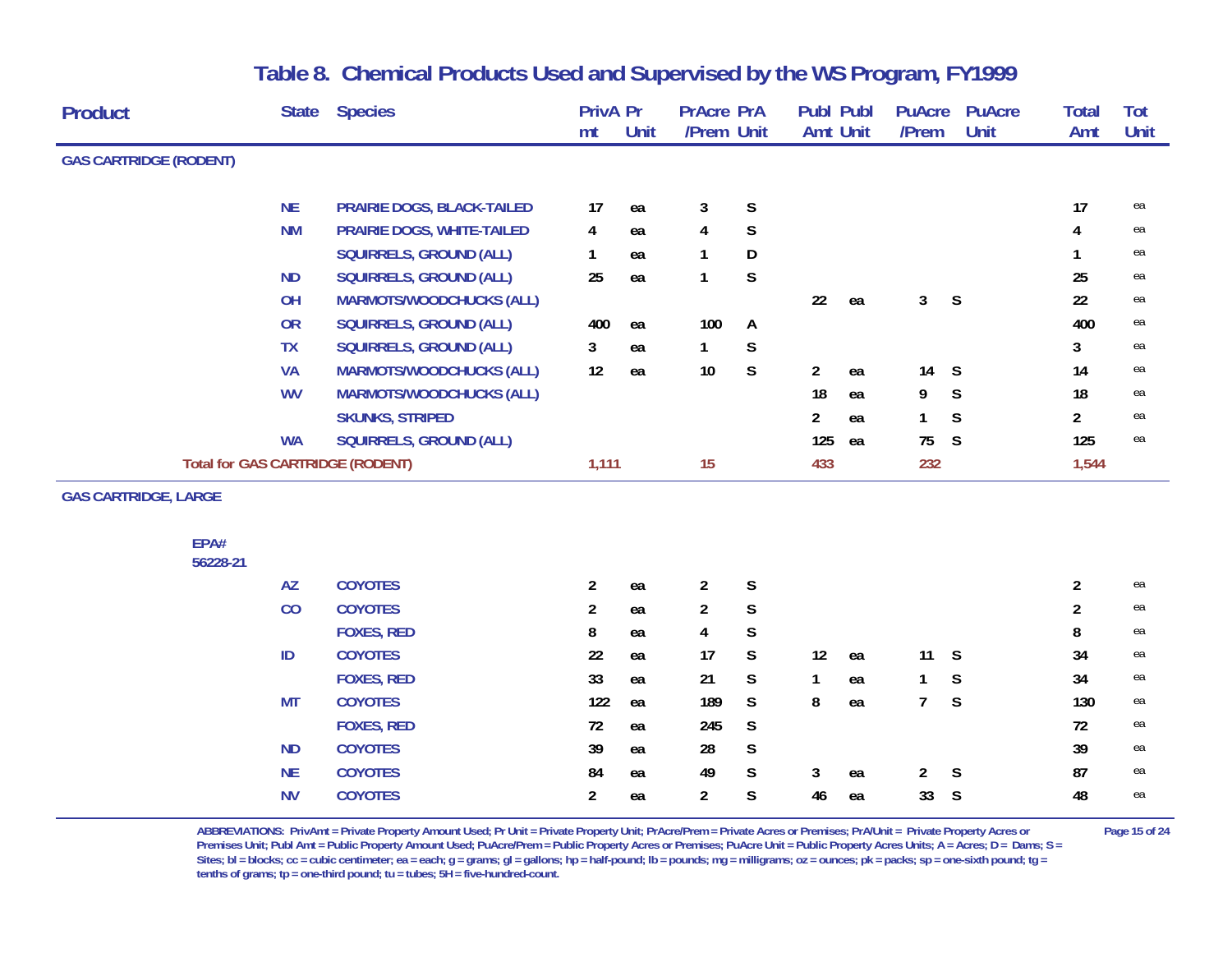# Table 8. Chemical Products Used and Supervised by the WS Program, FY1999

| Product | State | Species | PrivAmt | Pr Unit | PrAcre /Prem | PrA Unit | Publ Amt | Publ Unit | PuAcre /Prem | PuAcre Unit | Total Amt | Tot Unit |
|---|---|---|---|---|---|---|---|---|---|---|---|---|
| **GAS CARTRIDGE (RODENT)** | | | | | | | | | | | | |
| | NE | PRAIRIE DOGS, BLACK-TAILED | 17 | ea | 3 | S | | | | | 17 | ea |
| | NM | PRAIRIE DOGS, WHITE-TAILED | 4 | ea | 4 | S | | | | | 4 | ea |
| | | SQUIRRELS, GROUND (ALL) | 1 | ea | 1 | D | | | | | 1 | ea |
| | ND | SQUIRRELS, GROUND (ALL) | 25 | ea | 1 | S | | | | | 25 | ea |
| | OH | MARMOTS/WOODCHUCKS (ALL) | | | | | 22 | ea | 3 | S | 22 | ea |
| | OR | SQUIRRELS, GROUND (ALL) | 400 | ea | 100 | A | | | | | 400 | ea |
| | TX | SQUIRRELS, GROUND (ALL) | 3 | ea | 1 | S | | | | | 3 | ea |
| | VA | MARMOTS/WOODCHUCKS (ALL) | 12 | ea | 10 | S | 2 | ea | 14 | S | 14 | ea |
| | WV | MARMOTS/WOODCHUCKS (ALL) | | | | | 18 | ea | 9 | S | 18 | ea |
| | | SKUNKS, STRIPED | | | | | 2 | ea | 1 | S | 2 | ea |
| | WA | SQUIRRELS, GROUND (ALL) | | | | | 125 | ea | 75 | S | 125 | ea |
| **Total for GAS CARTRIDGE (RODENT)** | | | 1,111 | | 15 | | 433 | | 232 | | 1,544 | |
| **GAS CARTRIDGE, LARGE** | | | | | | | | | | | | |
| EPA# 56228-21 | | | | | | | | | | | | |
| | AZ | COYOTES | 2 | ea | 2 | S | | | | | 2 | ea |
| | CO | COYOTES | 2 | ea | 2 | S | | | | | 2 | ea |
| | | FOXES, RED | 8 | ea | 4 | S | | | | | 8 | ea |
| | ID | COYOTES | 22 | ea | 17 | S | 12 | ea | 11 | S | 34 | ea |
| | | FOXES, RED | 33 | ea | 21 | S | 1 | ea | 1 | S | 34 | ea |
| | MT | COYOTES | 122 | ea | 189 | S | 8 | ea | 7 | S | 130 | ea |
| | | FOXES, RED | 72 | ea | 245 | S | | | | | 72 | ea |
| | ND | COYOTES | 39 | ea | 28 | S | | | | | 39 | ea |
| | NE | COYOTES | 84 | ea | 49 | S | 3 | ea | 2 | S | 87 | ea |
| | NV | COYOTES | 2 | ea | 2 | S | 46 | ea | 33 | S | 48 | ea |

ABBREVIATIONS: PrivAmt = Private Property Amount Used; Pr Unit = Private Property Unit; PrAcre/Prem = Private Acres or Premises; PrA/Unit = Private Property Acres or Premises Unit; Publ Amt = Public Property Amount Used; PuAcre/Prem = Public Property Acres or Premises; PuAcre Unit = Public Property Acres Units; A = Acres; D = Dams; S = Sites; bl = blocks; cc = cubic centimeter; ea = each; g = grams; gl = gallons; hp = half-pound; lb = pounds; mg = milligrams; oz = ounces; pk = packs; sp = one-sixth pound; tg = tenths of grams; tp = one-third pound; tu = tubes; 5H = five-hundred-count.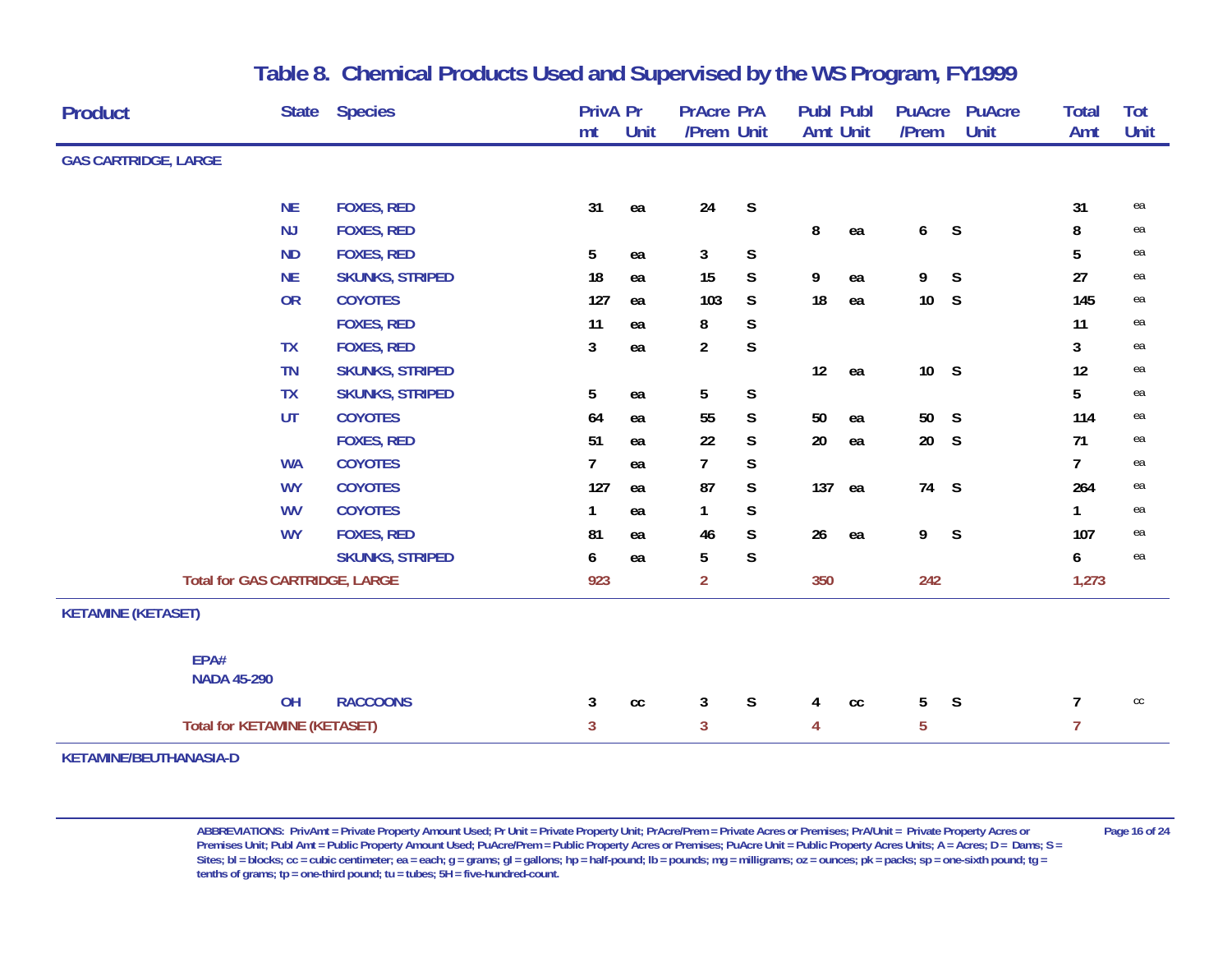# Table 8. Chemical Products Used and Supervised by the WS Program, FY1999

| Product | State | Species | PrivAmt | Pr Unit | PrAcre/Prem | PrA Unit | Publ Amt | Publ Unit | PuAcre/Prem | PuAcre Unit | Total Amt | Tot Unit |
|---|---|---|---|---|---|---|---|---|---|---|---|---|
| **GAS CARTRIDGE, LARGE** | | | | | | | | | | | | |
| | NE | FOXES, RED | 31 | ea | 24 | S | | | | | 31 | ea |
| | NJ | FOXES, RED | | | | | 8 | ea | 6 | S | 8 | ea |
| | ND | FOXES, RED | 5 | ea | 3 | S | | | | | 5 | ea |
| | NE | SKUNKS, STRIPED | 18 | ea | 15 | S | 9 | ea | 9 | S | 27 | ea |
| | OR | COYOTES | 127 | ea | 103 | S | 18 | ea | 10 | S | 145 | ea |
| | | FOXES, RED | 11 | ea | 8 | S | | | | | 11 | ea |
| | TX | FOXES, RED | 3 | ea | 2 | S | | | | | 3 | ea |
| | TN | SKUNKS, STRIPED | | | | | 12 | ea | 10 | S | 12 | ea |
| | TX | SKUNKS, STRIPED | 5 | ea | 5 | S | | | | | 5 | ea |
| | UT | COYOTES | 64 | ea | 55 | S | 50 | ea | 50 | S | 114 | ea |
| | | FOXES, RED | 51 | ea | 22 | S | 20 | ea | 20 | S | 71 | ea |
| | WA | COYOTES | 7 | ea | 7 | S | | | | | 7 | ea |
| | WY | COYOTES | 127 | ea | 87 | S | 137 | ea | 74 | S | 264 | ea |
| | WV | COYOTES | 1 | ea | 1 | S | | | | | 1 | ea |
| | WY | FOXES, RED | 81 | ea | 46 | S | 26 | ea | 9 | S | 107 | ea |
| | | SKUNKS, STRIPED | 6 | ea | 5 | S | | | | | 6 | ea |
| Total for GAS CARTRIDGE, LARGE | | | 923 | | 2 | | 350 | | 242 | | 1,273 | |
| **KETAMINE (KETASET)** | | | | | | | | | | | | |
| EPA# NADA 45-290 | | | | | | | | | | | | |
| | OH | RACCOONS | 3 | cc | 3 | S | 4 | cc | 5 | S | 7 | cc |
| Total for KETAMINE (KETASET) | | | 3 | | 3 | | 4 | | 5 | | 7 | |
| **KETAMINE/BEUTHANASIA-D** | | | | | | | | | | | | |

ABBREVIATIONS: PrivAmt = Private Property Amount Used; Pr Unit = Private Property Unit; PrAcre/Prem = Private Acres or Premises; PrA/Unit = Private Property Acres or Premises Unit; Publ Amt = Public Property Amount Used; PuAcre/Prem = Public Property Acres or Premises; PuAcre Unit = Public Property Acres Units; A = Acres; D = Dams; S = Sites; bl = blocks; cc = cubic centimeter; ea = each; g = grams; gl = gallons; hp = half-pound; lb = pounds; mg = milligrams; oz = ounces; pk = packs; sp = one-sixth pound; tg = tenths of grams; tp = one-third pound; tu = tubes; 5H = five-hundred-count.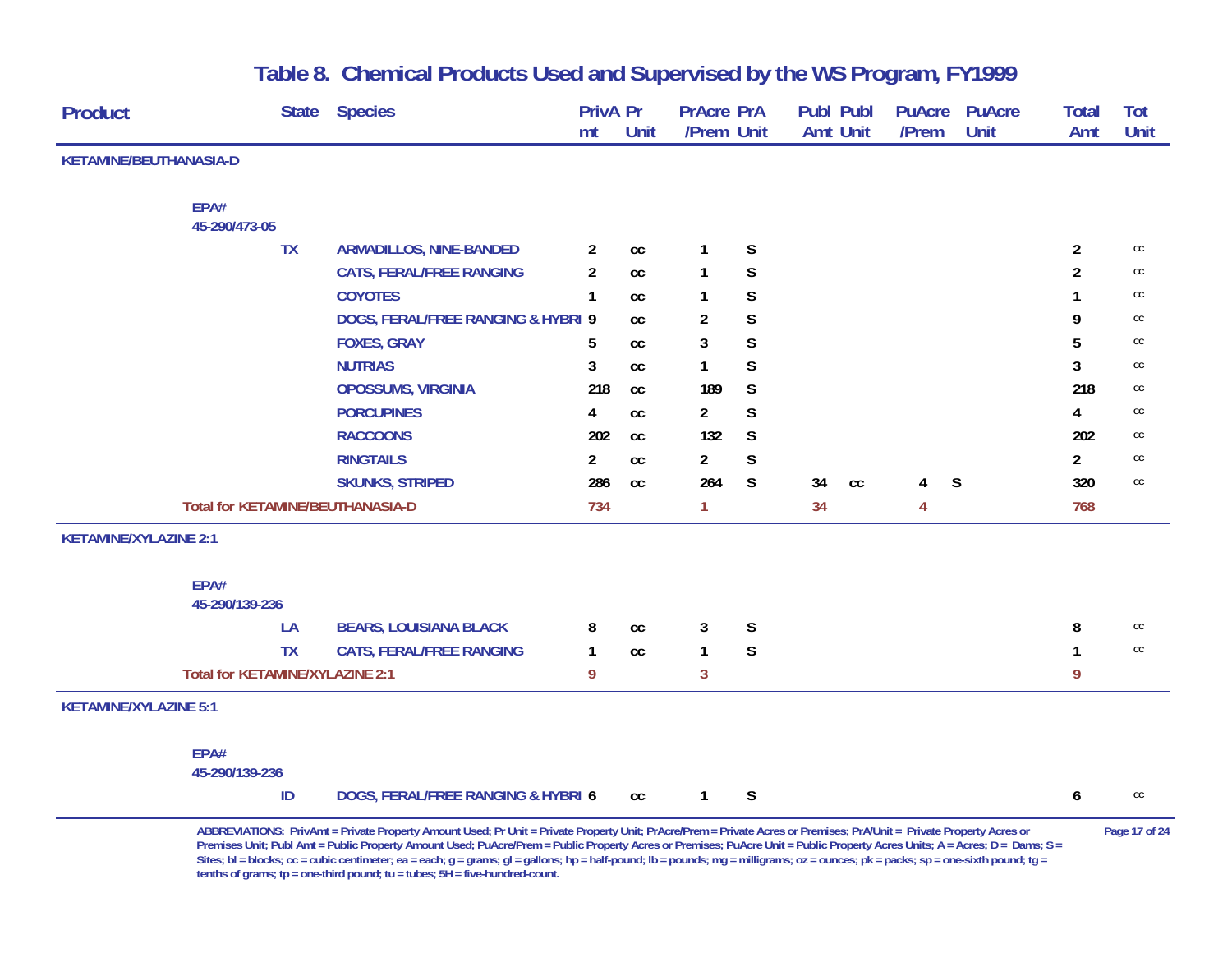# Table 8. Chemical Products Used and Supervised by the WS Program, FY1999

| Product | State | Species | PrivAmt | Pr Unit | PrAcre /Prem | PrA Unit | Publ Amt | Publ Unit | PuAcre /Prem | PuAcre Unit | Total Amt | Tot Unit |
|---|---|---|---|---|---|---|---|---|---|---|---|---|
| **KETAMINE/BEUTHANASIA-D** | | | | | | | | | | | | |
| EPA# 45-290/473-05 | | | | | | | | | | | | |
| | TX | ARMADILLOS, NINE-BANDED | 2 | cc | 1 | S | | | | | 2 | cc |
| | | CATS, FERAL/FREE RANGING | 2 | cc | 1 | S | | | | | 2 | cc |
| | | COYOTES | 1 | cc | 1 | S | | | | | 1 | cc |
| | | DOGS, FERAL/FREE RANGING & HYBRI | 9 | cc | 2 | S | | | | | 9 | cc |
| | | FOXES, GRAY | 5 | cc | 3 | S | | | | | 5 | cc |
| | | NUTRIAS | 3 | cc | 1 | S | | | | | 3 | cc |
| | | OPOSSUMS, VIRGINIA | 218 | cc | 189 | S | | | | | 218 | cc |
| | | PORCUPINES | 4 | cc | 2 | S | | | | | 4 | cc |
| | | RACCOONS | 202 | cc | 132 | S | | | | | 202 | cc |
| | | RINGTAILS | 2 | cc | 2 | S | | | | | 2 | cc |
| | | SKUNKS, STRIPED | 286 | cc | 264 | S | 34 | cc | 4 | S | 320 | cc |
| Total for KETAMINE/BEUTHANASIA-D | | | 734 | | 1 | | 34 | | 4 | | 768 | |
| **KETAMINE/XYLAZINE 2:1** | | | | | | | | | | | | |
| EPA# 45-290/139-236 | | | | | | | | | | | | |
| | LA | BEARS, LOUISIANA BLACK | 8 | cc | 3 | S | | | | | 8 | cc |
| | TX | CATS, FERAL/FREE RANGING | 1 | cc | 1 | S | | | | | 1 | cc |
| Total for KETAMINE/XYLAZINE 2:1 | | | 9 | | 3 | | | | | | 9 | |
| **KETAMINE/XYLAZINE 5:1** | | | | | | | | | | | | |
| EPA# 45-290/139-236 | | | | | | | | | | | | |
| | ID | DOGS, FERAL/FREE RANGING & HYBRI | 6 | cc | 1 | S | | | | | 6 | cc |

ABBREVIATIONS: PrivAmt = Private Property Amount Used; Pr Unit = Private Property Unit; PrAcre/Prem = Private Acres or Premises; PrA/Unit = Private Property Acres or Premises Unit; Publ Amt = Public Property Amount Used; PuAcre/Prem = Public Property Acres or Premises; PuAcre Unit = Public Property Acres Units; A = Acres; D = Dams; S = Sites; bl = blocks; cc = cubic centimeter; ea = each; g = grams; gl = gallons; hp = half-pound; lb = pounds; mg = milligrams; oz = ounces; pk = packs; sp = one-sixth pound; tg = tenths of grams; tp = one-third pound; tu = tubes; 5H = five-hundred-count.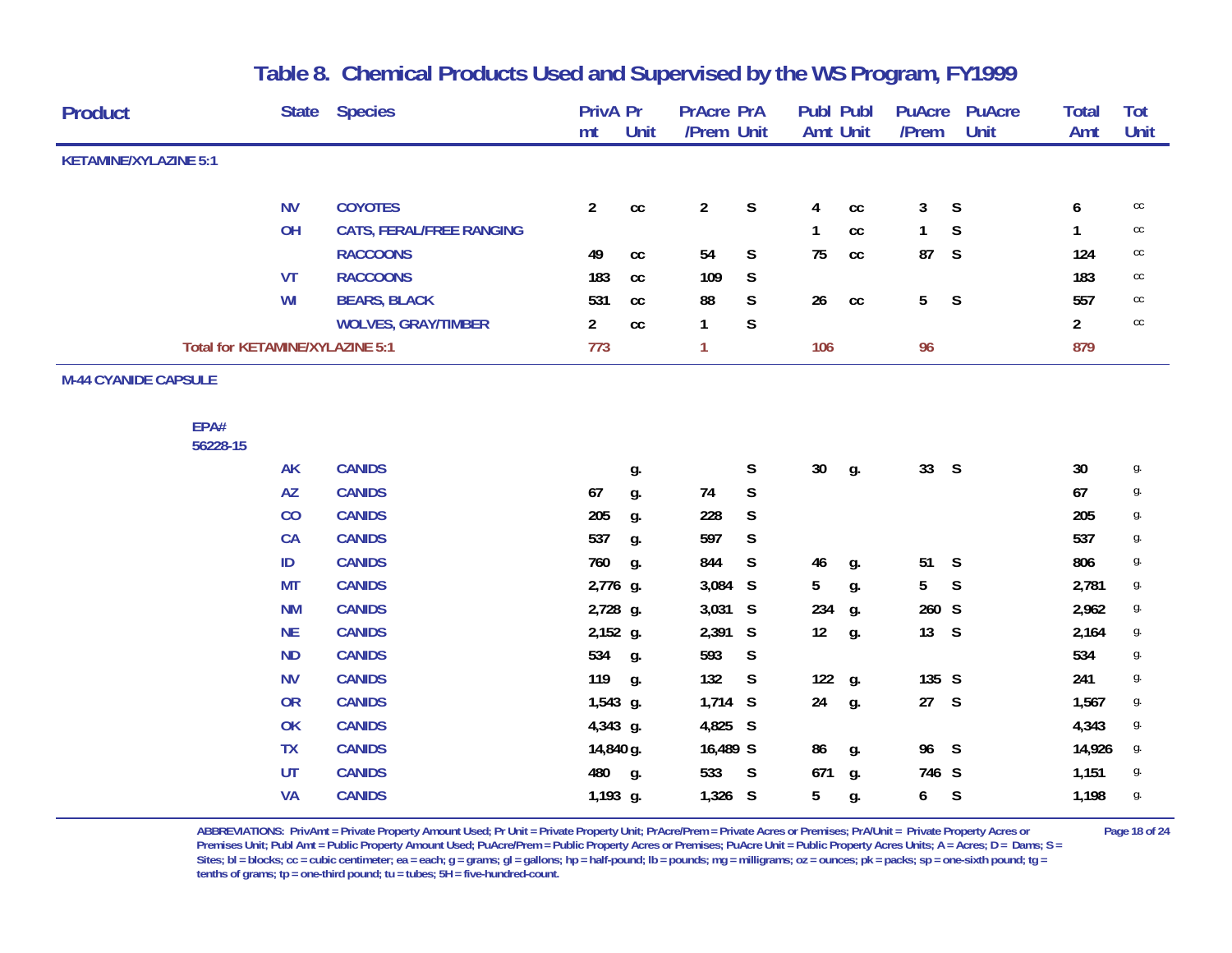# Table 8. Chemical Products Used and Supervised by the WS Program, FY1999

| Product | State | Species | PrivAmt | Pr Unit | PrAcre /Prem | PrA Unit | Publ Amt | Publ Unit | PuAcre /Prem | PuAcre Unit | Total Amt | Tot Unit |
|---|---|---|---|---|---|---|---|---|---|---|---|---|
| **KETAMINE/XYLAZINE 5:1** | | | | | | | | | | | | |
| | NV | COYOTES | 2 | cc | 2 | S | 4 | cc | 3 | S | 6 | cc |
| | OH | CATS, FERAL/FREE RANGING | | | | | 1 | cc | 1 | S | 1 | cc |
| | | RACCOONS | 49 | cc | 54 | S | 75 | cc | 87 | S | 124 | cc |
| | VT | RACCOONS | 183 | cc | 109 | S | | | | | 183 | cc |
| | WI | BEARS, BLACK | 531 | cc | 88 | S | 26 | cc | 5 | S | 557 | cc |
| | | WOLVES, GRAY/TIMBER | 2 | cc | 1 | S | | | | | 2 | cc |
| Total for KETAMINE/XYLAZINE 5:1 | | | 773 | | 1 | | 106 | | 96 | | 879 | |
| **M-44 CYANIDE CAPSULE** | | | | | | | | | | | | |
| EPA# 56228-15 | | | | | | | | | | | | |
| | AK | CANIDS | | g. | | S | 30 | g. | 33 | S | 30 | g. |
| | AZ | CANIDS | 67 | g. | 74 | S | | | | | 67 | g. |
| | CO | CANIDS | 205 | g. | 228 | S | | | | | 205 | g. |
| | CA | CANIDS | 537 | g. | 597 | S | | | | | 537 | g. |
| | ID | CANIDS | 760 | g. | 844 | S | 46 | g. | 51 | S | 806 | g. |
| | MT | CANIDS | 2,776 | g. | 3,084 | S | 5 | g. | 5 | S | 2,781 | g. |
| | NM | CANIDS | 2,728 | g. | 3,031 | S | 234 | g. | 260 | S | 2,962 | g. |
| | NE | CANIDS | 2,152 | g. | 2,391 | S | 12 | g. | 13 | S | 2,164 | g. |
| | ND | CANIDS | 534 | g. | 593 | S | | | | | 534 | g. |
| | NV | CANIDS | 119 | g. | 132 | S | 122 | g. | 135 | S | 241 | g. |
| | OR | CANIDS | 1,543 | g. | 1,714 | S | 24 | g. | 27 | S | 1,567 | g. |
| | OK | CANIDS | 4,343 | g. | 4,825 | S | | | | | 4,343 | g. |
| | TX | CANIDS | 14,840 | g. | 16,489 | S | 86 | g. | 96 | S | 14,926 | g. |
| | UT | CANIDS | 480 | g. | 533 | S | 671 | g. | 746 | S | 1,151 | g. |
| | VA | CANIDS | 1,193 | g. | 1,326 | S | 5 | g. | 6 | S | 1,198 | g. |

ABBREVIATIONS: PrivAmt = Private Property Amount Used; Pr Unit = Private Property Unit; PrAcre/Prem = Private Acres or Premises; PrA/Unit = Private Property Acres or Premises Unit; Publ Amt = Public Property Amount Used; PuAcre/Prem = Public Property Acres or Premises; PuAcre Unit = Public Property Acres Units; A = Acres; D = Dams; S = Sites; bl = blocks; cc = cubic centimeter; ea = each; g = grams; gl = gallons; hp = half-pound; lb = pounds; mg = milligrams; oz = ounces; pk = packs; sp = one-sixth pound; tg = tenths of grams; tp = one-third pound; tu = tubes; 5H = five-hundred-count.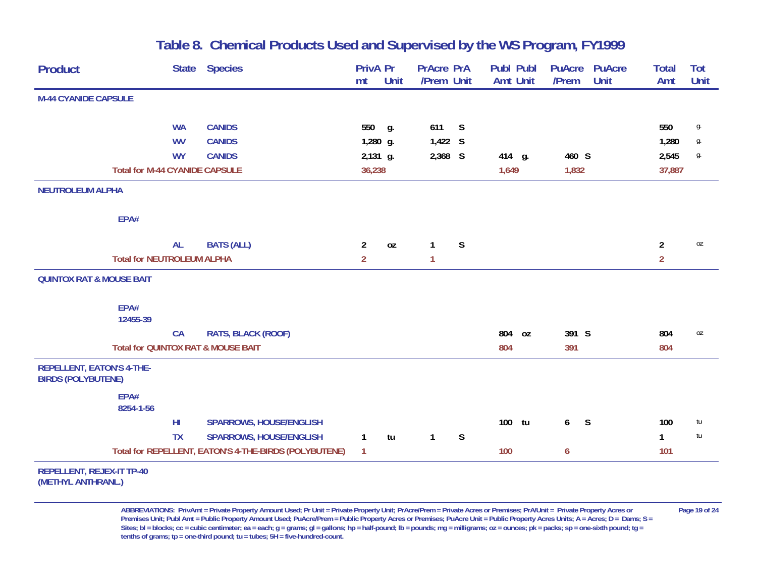# Table 8. Chemical Products Used and Supervised by the WS Program, FY1999

| Product | State | Species | PrivAmt | Pr Unit | PrAcre /Prem | PrA Unit | Publ Amt | Publ Unit | PuAcre /Prem | PuAcre Unit | Total Amt | Tot Unit |
|---|---|---|---|---|---|---|---|---|---|---|---|---|
| **M-44 CYANIDE CAPSULE** | | | | | | | | | | | | |
| | WA | CANIDS | 550 | g. | 611 | S | | | | | 550 | g. |
| | WV | CANIDS | 1,280 | g. | 1,422 | S | | | | | 1,280 | g. |
| | WY | CANIDS | 2,131 | g. | 2,368 | S | 414 | g. | 460 | S | 2,545 | g. |
| **Total for M-44 CYANIDE CAPSULE** | | | 36,238 | | | | 1,649 | | 1,832 | | 37,887 | |
| **NEUTROLEUM ALPHA** | | | | | | | | | | | | |
| EPA# | | | | | | | | | | | | |
| | AL | BATS (ALL) | 2 | oz | 1 | S | | | | | 2 | oz |
| **Total for NEUTROLEUM ALPHA** | | | 2 | | 1 | | | | | | 2 | |
| **QUINTOX RAT & MOUSE BAIT** | | | | | | | | | | | | |
| EPA# 12455-39 | | | | | | | | | | | | |
| | CA | RATS, BLACK (ROOF) | | | | | 804 | oz | 391 | S | 804 | oz |
| **Total for QUINTOX RAT & MOUSE BAIT** | | | | | | | 804 | | 391 | | 804 | |
| **REPELLENT, EATON'S 4-THE-BIRDS (POLYBUTENE)** | | | | | | | | | | | | |
| EPA# 8254-1-56 | | | | | | | | | | | | |
| | HI | SPARROWS, HOUSE/ENGLISH | | | | | 100 | tu | 6 | S | 100 | tu |
| | TX | SPARROWS, HOUSE/ENGLISH | 1 | tu | 1 | S | | | | | 1 | tu |
| **Total for REPELLENT, EATON'S 4-THE-BIRDS (POLYBUTENE)** | | | 1 | | | | 100 | | 6 | | 101 | |
| **REPELLENT, REJEX-IT TP-40 (METHYL ANTHRANL.)** | | | | | | | | | | | | |

ABBREVIATIONS: PrivAmt = Private Property Amount Used; Pr Unit = Private Property Unit; PrAcre/Prem = Private Acres or Premises; PrA/Unit = Private Property Acres or Premises Unit; Publ Amt = Public Property Amount Used; PuAcre/Prem = Public Property Acres or Premises; PuAcre Unit = Public Property Acres Units; A = Acres; D = Dams; S = Sites; bl = blocks; cc = cubic centimeter; ea = each; g = grams; gl = gallons; hp = half-pound; lb = pounds; mg = milligrams; oz = ounces; pk = packs; sp = one-sixth pound; tg = tenths of grams; tp = one-third pound; tu = tubes; 5H = five-hundred-count.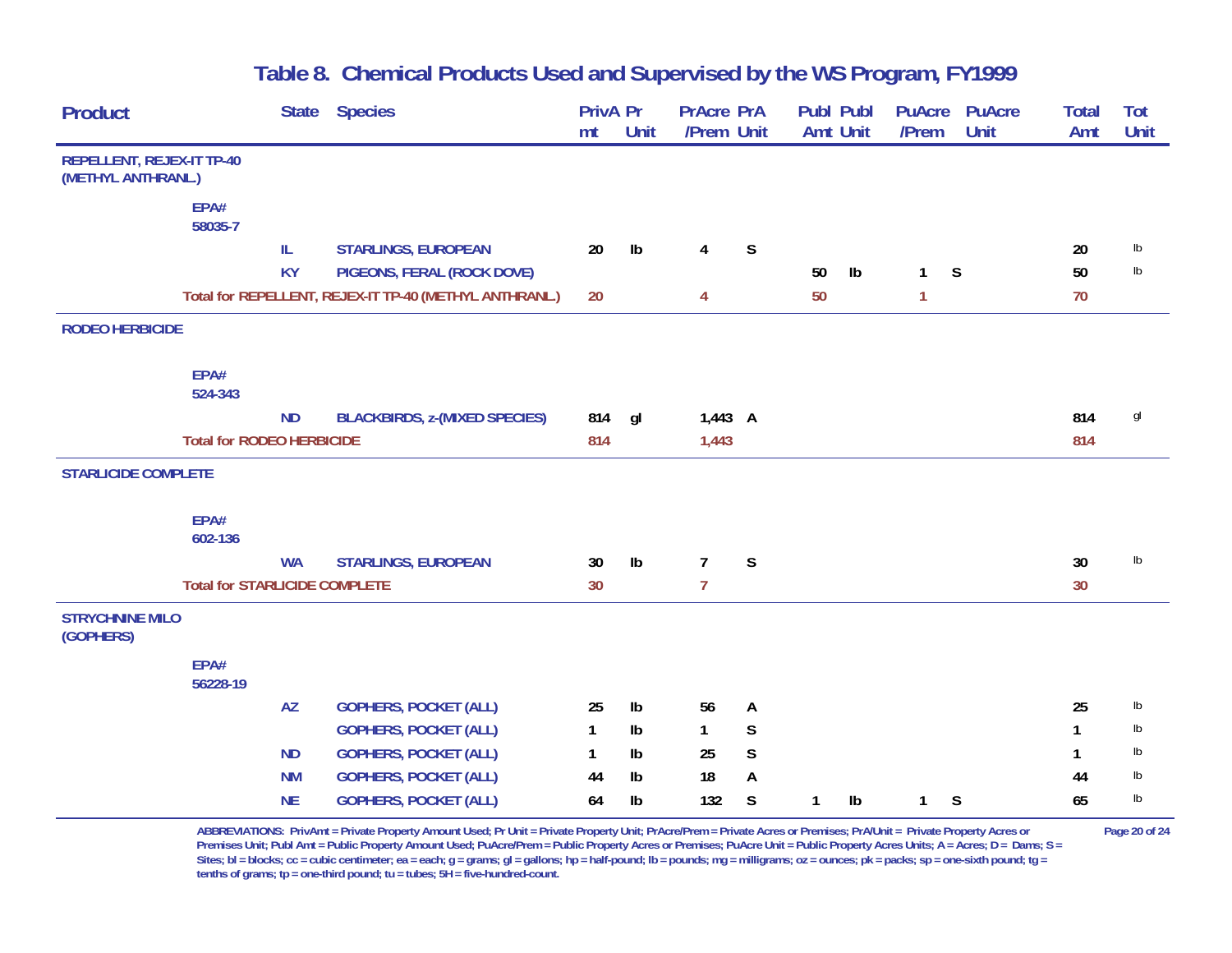# Table 8. Chemical Products Used and Supervised by the WS Program, FY1999

| Product | State | Species | PrivAmt | Pr Unit | PrAcre/Prem | PrA Unit | Publ Amt | Publ Unit | PuAcre/Prem | PuAcre Unit | Total Amt | Tot Unit |
|---|---|---|---|---|---|---|---|---|---|---|---|---|
| **REPELLENT, REJEX-IT TP-40 (METHYL ANTHRANL.)** | | | | | | | | | | | | |
| EPA# 58035-7 | | | | | | | | | | | | |
| | IL | STARLINGS, EUROPEAN | 20 | lb | 4 | S | | | | | 20 | lb |
| | KY | PIGEONS, FERAL (ROCK DOVE) | | | | | 50 | lb | 1 | S | 50 | lb |
| Total for REPELLENT, REJEX-IT TP-40 (METHYL ANTHRANL.) | | | 20 | | 4 | | 50 | | 1 | | 70 | |
| **RODEO HERBICIDE** | | | | | | | | | | | | |
| EPA# 524-343 | | | | | | | | | | | | |
| | ND | BLACKBIRDS, z-(MIXED SPECIES) | 814 | gl | 1,443 | A | | | | | 814 | gl |
| Total for RODEO HERBICIDE | | | 814 | | 1,443 | | | | | | 814 | |
| **STARLICIDE COMPLETE** | | | | | | | | | | | | |
| EPA# 602-136 | | | | | | | | | | | | |
| | WA | STARLINGS, EUROPEAN | 30 | lb | 7 | S | | | | | 30 | lb |
| Total for STARLICIDE COMPLETE | | | 30 | | 7 | | | | | | 30 | |
| **STRYCHNINE MILO (GOPHERS)** | | | | | | | | | | | | |
| EPA# 56228-19 | | | | | | | | | | | | |
| | AZ | GOPHERS, POCKET (ALL) | 25 | lb | 56 | A | | | | | 25 | lb |
| | | GOPHERS, POCKET (ALL) | 1 | lb | 1 | S | | | | | 1 | lb |
| | ND | GOPHERS, POCKET (ALL) | 1 | lb | 25 | S | | | | | 1 | lb |
| | NM | GOPHERS, POCKET (ALL) | 44 | lb | 18 | A | | | | | 44 | lb |
| | NE | GOPHERS, POCKET (ALL) | 64 | lb | 132 | S | 1 | lb | 1 | S | 65 | lb |

ABBREVIATIONS: PrivAmt = Private Property Amount Used; Pr Unit = Private Property Unit; PrAcre/Prem = Private Acres or Premises; PrA/Unit = Private Property Acres or Premises Unit; Publ Amt = Public Property Amount Used; PuAcre/Prem = Public Property Acres or Premises; PuAcre Unit = Public Property Acres Units; A = Acres; D = Dams; S = Sites; bl = blocks; cc = cubic centimeter; ea = each; g = grams; gl = gallons; hp = half-pound; lb = pounds; mg = milligrams; oz = ounces; pk = packs; sp = one-sixth pound; tg = tenths of grams; tp = one-third pound; tu = tubes; 5H = five-hundred-count.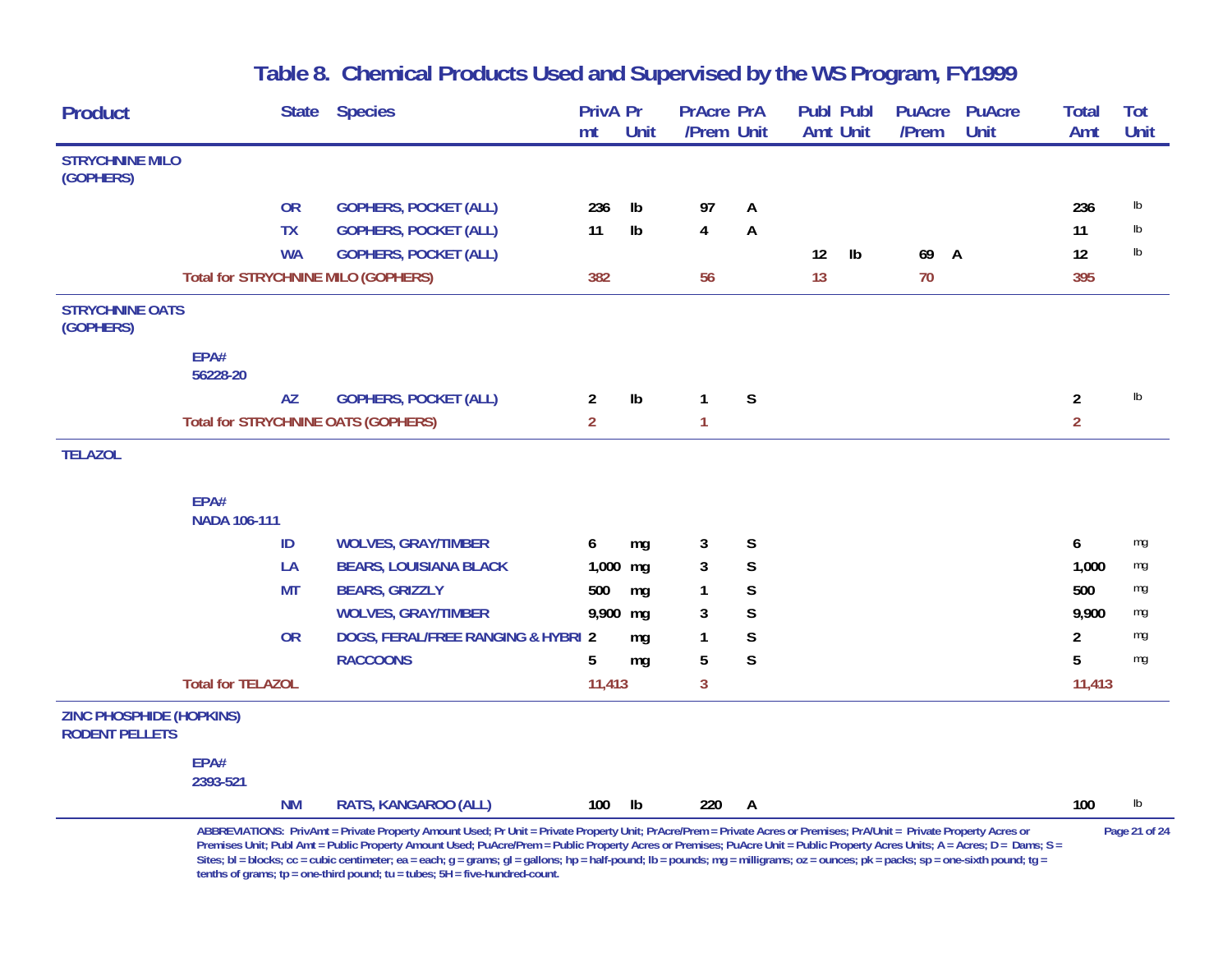# Table 8. Chemical Products Used and Supervised by the WS Program, FY1999

| Product | State | Species | PrivAmt | Pr Unit | PrAcre/Prem | PrA Unit | Publ Amt | Publ Unit | PuAcre/Prem | PuAcre Unit | Total Amt | Tot Unit |
|---|---|---|---|---|---|---|---|---|---|---|---|---|
| **STRYCHNINE MILO (GOPHERS)** | | | | | | | | | | | | |
| | OR | GOPHERS, POCKET (ALL) | 236 | lb | 97 | A | | | | | 236 | lb |
| | TX | GOPHERS, POCKET (ALL) | 11 | lb | 4 | A | | | | | 11 | lb |
| | WA | GOPHERS, POCKET (ALL) | | | | | 12 | lb | 69 | A | 12 | lb |
| Total for STRYCHNINE MILO (GOPHERS) | | | 382 | | 56 | | 13 | | 70 | | 395 | |
| **STRYCHNINE OATS (GOPHERS)** | | | | | | | | | | | | |
| EPA# 56228-20 | | | | | | | | | | | | |
| | AZ | GOPHERS, POCKET (ALL) | 2 | lb | 1 | S | | | | | 2 | lb |
| Total for STRYCHNINE OATS (GOPHERS) | | | 2 | | 1 | | | | | | 2 | |
| **TELAZOL** | | | | | | | | | | | | |
| EPA# NADA 106-111 | | | | | | | | | | | | |
| | ID | WOLVES, GRAY/TIMBER | 6 | mg | 3 | S | | | | | 6 | mg |
| | LA | BEARS, LOUISIANA BLACK | 1,000 | mg | 3 | S | | | | | 1,000 | mg |
| | MT | BEARS, GRIZZLY | 500 | mg | 1 | S | | | | | 500 | mg |
| | | WOLVES, GRAY/TIMBER | 9,900 | mg | 3 | S | | | | | 9,900 | mg |
| | OR | DOGS, FERAL/FREE RANGING & HYBRI | 2 | mg | 1 | S | | | | | 2 | mg |
| | | RACCOONS | 5 | mg | 5 | S | | | | | 5 | mg |
| Total for TELAZOL | | | 11,413 | | 3 | | | | | | 11,413 | |
| **ZINC PHOSPHIDE (HOPKINS) RODENT PELLETS** | | | | | | | | | | | | |
| EPA# 2393-521 | | | | | | | | | | | | |
| | NM | RATS, KANGAROO (ALL) | 100 | lb | 220 | A | | | | | 100 | lb |

ABBREVIATIONS: PrivAmt = Private Property Amount Used; Pr Unit = Private Property Unit; PrAcre/Prem = Private Acres or Premises; PrA/Unit = Private Property Acres or Premises Unit; Publ Amt = Public Property Amount Used; PuAcre/Prem = Public Property Acres or Premises; PuAcre Unit = Public Property Acres Units; A = Acres; D = Dams; S = Sites; bl = blocks; cc = cubic centimeter; ea = each; g = grams; gl = gallons; hp = half-pound; lb = pounds; mg = milligrams; oz = ounces; pk = packs; sp = one-sixth pound; tg = tenths of grams; tp = one-third pound; tu = tubes; 5H = five-hundred-count.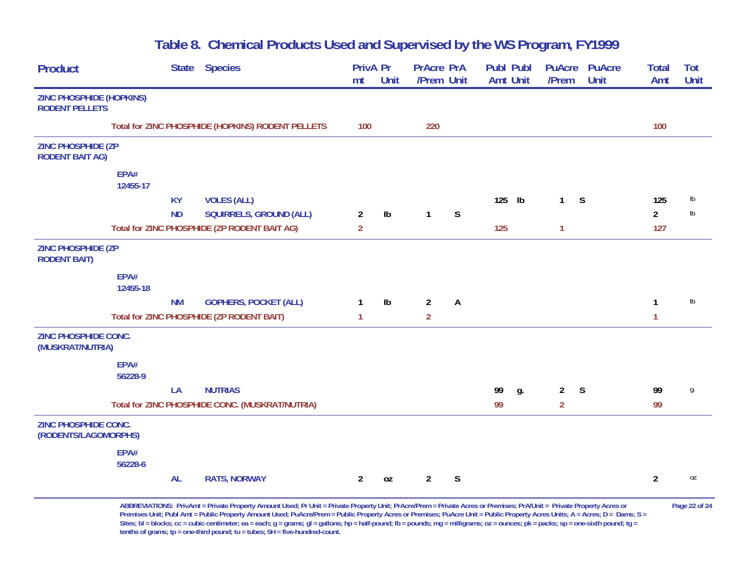# Table 8. Chemical Products Used and Supervised by the WS Program, FY1999

| Product | State | Species | PrivAmt | Pr Unit | PrAcre /Prem | PrA Unit | Publ Amt | Publ Unit | PuAcre /Prem | PuAcre Unit | Total Amt | Tot Unit |
|---|---|---|---|---|---|---|---|---|---|---|---|---|
| **ZINC PHOSPHIDE (HOPKINS) RODENT PELLETS** | | | | | | | | | | | | |
| Total for ZINC PHOSPHIDE (HOPKINS) RODENT PELLETS | | | 100 | | 220 | | | | | | 100 | |
| **ZINC PHOSPHIDE (ZP RODENT BAIT AG)** | | | | | | | | | | | | |
| EPA# 12455-17 | | | | | | | | | | | | |
| | KY | VOLES (ALL) | | | | | 125 | lb | 1 | S | 125 | lb |
| | ND | SQUIRRELS, GROUND (ALL) | 2 | lb | 1 | S | | | | | 2 | lb |
| Total for ZINC PHOSPHIDE (ZP RODENT BAIT AG) | | | 2 | | | | 125 | | 1 | | 127 | |
| **ZINC PHOSPHIDE (ZP RODENT BAIT)** | | | | | | | | | | | | |
| EPA# 12455-18 | | | | | | | | | | | | |
| | NM | GOPHERS, POCKET (ALL) | 1 | lb | 2 | A | | | | | 1 | lb |
| Total for ZINC PHOSPHIDE (ZP RODENT BAIT) | | | 1 | | 2 | | | | | | 1 | |
| **ZINC PHOSPHIDE CONC. (MUSKRAT/NUTRIA)** | | | | | | | | | | | | |
| EPA# 56228-9 | | | | | | | | | | | | |
| | LA | NUTRIAS | | | | | 99 | g. | 2 | S | 99 | g. |
| Total for ZINC PHOSPHIDE CONC. (MUSKRAT/NUTRIA) | | | | | | | 99 | | 2 | | 99 | |
| **ZINC PHOSPHIDE CONC. (RODENTS/LAGOMORPHS)** | | | | | | | | | | | | |
| EPA# 56228-6 | | | | | | | | | | | | |
| | AL | RATS, NORWAY | 2 | oz | 2 | S | | | | | 2 | oz |

ABBREVIATIONS: PrivAmt = Private Property Amount Used; Pr Unit = Private Property Unit; PrAcre/Prem = Private Acres or Premises; PrA/Unit = Private Property Acres or Premises Unit; Publ Amt = Public Property Amount Used; PuAcre/Prem = Public Property Acres or Premises; PuAcre Unit = Public Property Acres Units; A = Acres; D = Dams; S = Sites; bl = blocks; cc = cubic centimeter; ea = each; g = grams; gl = gallons; hp = half-pound; lb = pounds; mg = milligrams; oz = ounces; pk = packs; sp = one-sixth pound; tg = tenths of grams; tp = one-third pound; tu = tubes; 5H = five-hundred-count.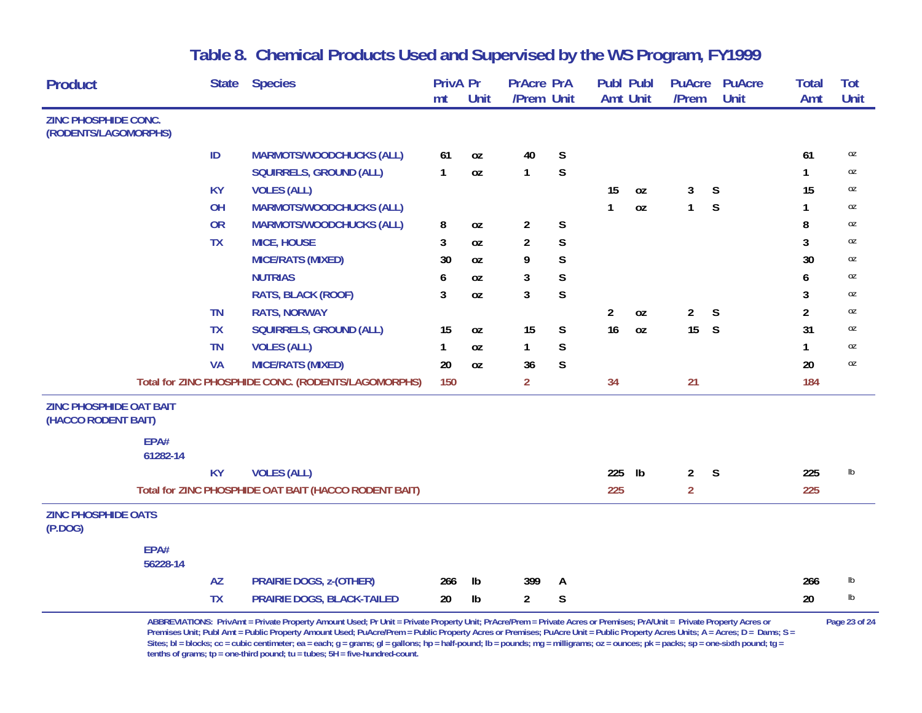# Table 8. Chemical Products Used and Supervised by the WS Program, FY1999

| Product | State | Species | PrivAmt | Pr Unit | PrAcre /Prem | PrA Unit | Publ Amt | Publ Unit | PuAcre /Prem | PuAcre Unit | Total Amt | Tot Unit |
|---|---|---|---|---|---|---|---|---|---|---|---|---|
| ZINC PHOSPHIDE CONC. (RODENTS/LAGOMORPHS) | | | | | | | | | | | | |
| | ID | MARMOTS/WOODCHUCKS (ALL) | 61 | oz | 40 | S | | | | | 61 | oz |
| | | SQUIRRELS, GROUND (ALL) | 1 | oz | 1 | S | | | | | 1 | oz |
| | KY | VOLES (ALL) | | | | | 15 | oz | 3 | S | 15 | oz |
| | OH | MARMOTS/WOODCHUCKS (ALL) | | | | | 1 | oz | 1 | S | 1 | oz |
| | OR | MARMOTS/WOODCHUCKS (ALL) | 8 | oz | 2 | S | | | | | 8 | oz |
| | TX | MICE, HOUSE | 3 | oz | 2 | S | | | | | 3 | oz |
| | | MICE/RATS (MIXED) | 30 | oz | 9 | S | | | | | 30 | oz |
| | | NUTRIAS | 6 | oz | 3 | S | | | | | 6 | oz |
| | | RATS, BLACK (ROOF) | 3 | oz | 3 | S | | | | | 3 | oz |
| | TN | RATS, NORWAY | | | | | 2 | oz | 2 | S | 2 | oz |
| | TX | SQUIRRELS, GROUND (ALL) | 15 | oz | 15 | S | 16 | oz | 15 | S | 31 | oz |
| | TN | VOLES (ALL) | 1 | oz | 1 | S | | | | | 1 | oz |
| | VA | MICE/RATS (MIXED) | 20 | oz | 36 | S | | | | | 20 | oz |
| Total for ZINC PHOSPHIDE CONC. (RODENTS/LAGOMORPHS) | | | 150 | | 2 | | 34 | | 21 | | 184 | |
| ZINC PHOSPHIDE OAT BAIT (HACCO RODENT BAIT) | | | | | | | | | | | | |
| EPA# 61282-14 | | | | | | | | | | | | |
| | KY | VOLES (ALL) | | | | | 225 | lb | 2 | S | 225 | lb |
| Total for ZINC PHOSPHIDE OAT BAIT (HACCO RODENT BAIT) | | | | | | | 225 | | 2 | | 225 | |
| ZINC PHOSPHIDE OATS (P.DOG) | | | | | | | | | | | | |
| EPA# 56228-14 | | | | | | | | | | | | |
| | AZ | PRAIRIE DOGS, z-(OTHER) | 266 | lb | 399 | A | | | | | 266 | lb |
| | TX | PRAIRIE DOGS, BLACK-TAILED | 20 | lb | 2 | S | | | | | 20 | lb |

ABBREVIATIONS: PrivAmt = Private Property Amount Used; Pr Unit = Private Property Unit; PrAcre/Prem = Private Acres or Premises; PrA/Unit = Private Property Acres or Premises Unit; Publ Amt = Public Property Amount Used; PuAcre/Prem = Public Property Acres or Premises; PuAcre Unit = Public Property Acres Units; A = Acres; D = Dams; S = Sites; bl = blocks; cc = cubic centimeter; ea = each; g = grams; gl = gallons; hp = half-pound; lb = pounds; mg = milligrams; oz = ounces; pk = packs; sp = one-sixth pound; tg = tenths of grams; tp = one-third pound; tu = tubes; 5H = five-hundred-count.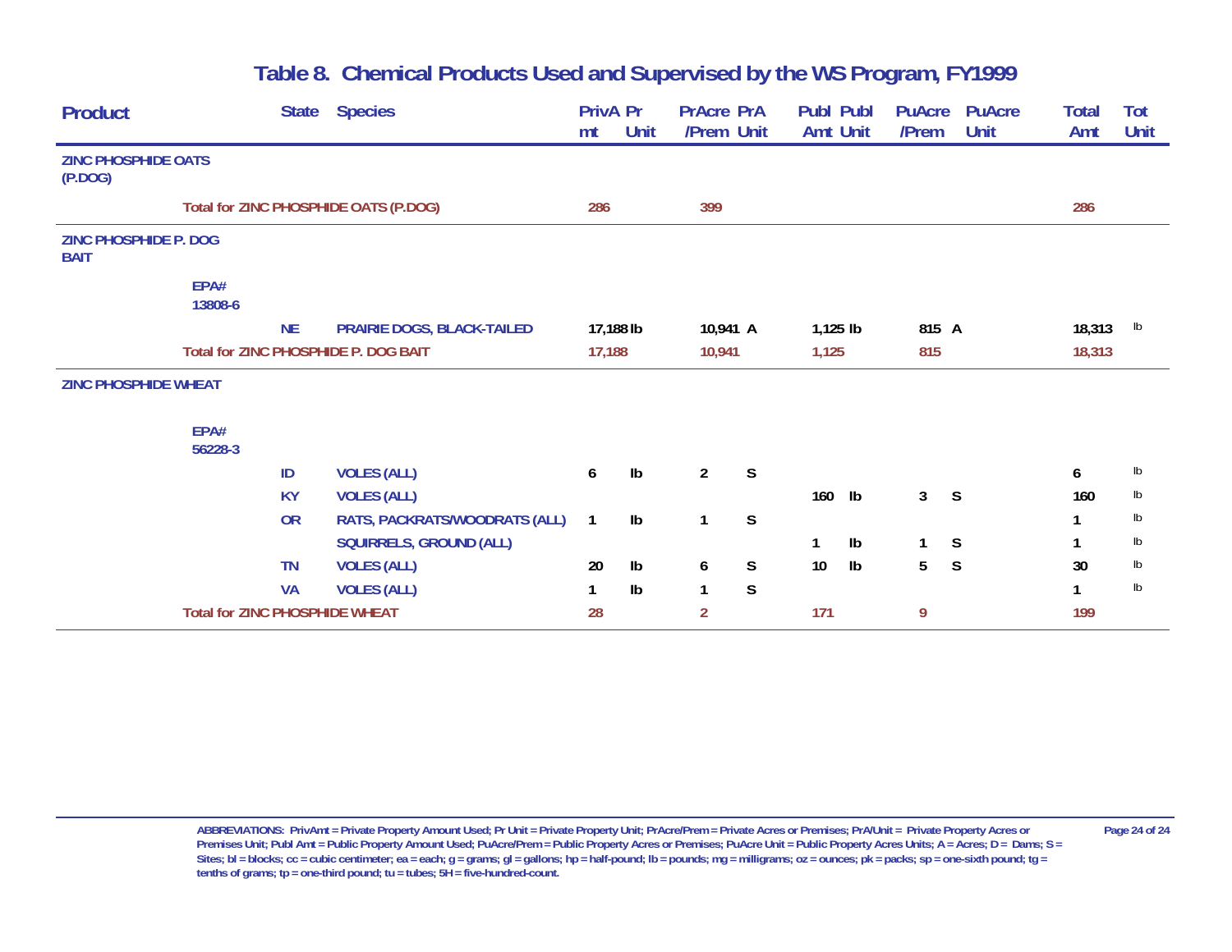# Table 8. Chemical Products Used and Supervised by the WS Program, FY1999

| Product | State | Species | PrivAmt | Pr Unit | PrAcre /Prem | PrA Unit | Publ Amt | Publ Unit | PuAcre /Prem | PuAcre Unit | Total Amt | Tot Unit |
|---|---|---|---|---|---|---|---|---|---|---|---|---|
| **ZINC PHOSPHIDE OATS (P.DOG)** | | | | | | | | | | | | |
| **Total for ZINC PHOSPHIDE OATS (P.DOG)** | | | 286 | | 399 | | | | | | 286 | |
| **ZINC PHOSPHIDE P. DOG BAIT** | | | | | | | | | | | | |
| EPA# 13808-6 | | | | | | | | | | | | |
| | NE | PRAIRIE DOGS, BLACK-TAILED | 17,188 | lb | 10,941 | A | 1,125 | lb | 815 | A | 18,313 | lb |
| **Total for ZINC PHOSPHIDE P. DOG BAIT** | | | 17,188 | | 10,941 | | 1,125 | | 815 | | 18,313 | |
| **ZINC PHOSPHIDE WHEAT** | | | | | | | | | | | | |
| EPA# 56228-3 | | | | | | | | | | | | |
| | ID | VOLES (ALL) | 6 | lb | 2 | S | | | | | 6 | lb |
| | KY | VOLES (ALL) | | | | | 160 | lb | 3 | S | 160 | lb |
| | OR | RATS, PACKRATS/WOODRATS (ALL) | 1 | lb | 1 | S | | | | | 1 | lb |
| | | SQUIRRELS, GROUND (ALL) | | | | | 1 | lb | 1 | S | 1 | lb |
| | TN | VOLES (ALL) | 20 | lb | 6 | S | 10 | lb | 5 | S | 30 | lb |
| | VA | VOLES (ALL) | 1 | lb | 1 | S | | | | | 1 | lb |
| **Total for ZINC PHOSPHIDE WHEAT** | | | 28 | | 2 | | 171 | | 9 | | 199 | |

ABBREVIATIONS: PrivAmt = Private Property Amount Used; Pr Unit = Private Property Unit; PrAcre/Prem = Private Acres or Premises; PrA/Unit = Private Property Acres or Premises Unit; Publ Amt = Public Property Amount Used; PuAcre/Prem = Public Property Acres or Premises; PuAcre Unit = Public Property Acres Units; A = Acres; D = Dams; S = Sites; bl = blocks; cc = cubic centimeter; ea = each; g = grams; gl = gallons; hp = half-pound; lb = pounds; mg = milligrams; oz = ounces; pk = packs; sp = one-sixth pound; tg = tenths of grams; tp = one-third pound; tu = tubes; 5H = five-hundred-count.